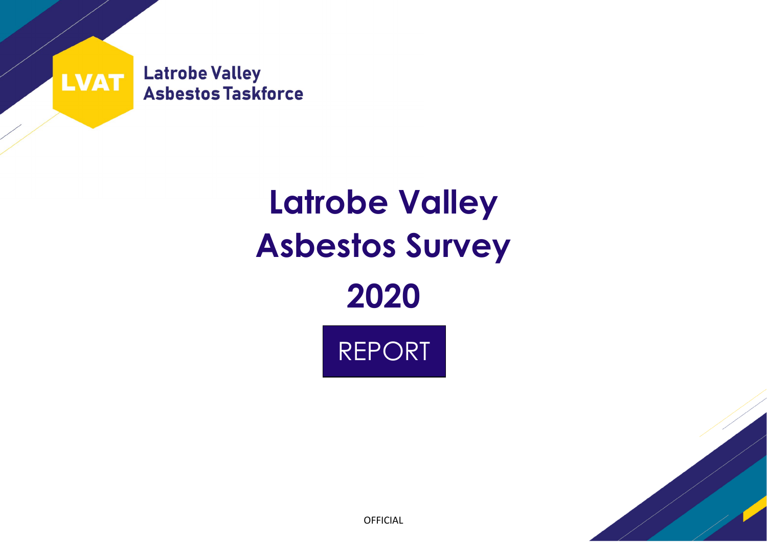LVAT

Latrobe Valley Asbestos Taskforce

# Latrobe Valley Asbestos Survey 2020

REPORT

OFFICIAL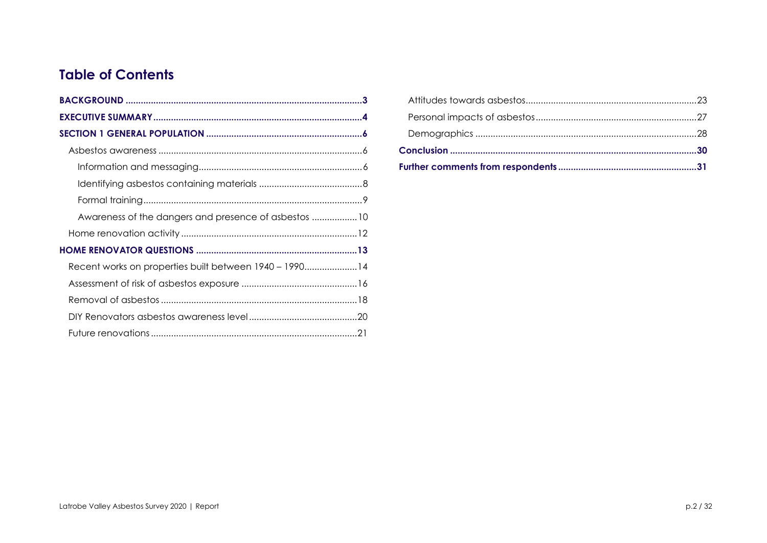## Table of Contents

- **BACKGROUND** ..... **3**
- **EXECUTIVE SUMMARY** ..... **4**
- **SECTION 1 GENERAL POPULATION** ..... **6**
  - Asbestos awareness ..... 6
    - Information and messaging ..... 6
    - Identifying asbestos containing materials ..... 8
    - Formal training ..... 9
    - Awareness of the dangers and presence of asbestos ..... 10
  - Home renovation activity ..... 12
- **HOME RENOVATOR QUESTIONS** ..... **13**
  - Recent works on properties built between 1940 – 1990 ..... 14
  - Assessment of risk of asbestos exposure ..... 16
  - Removal of asbestos ..... 18
  - DIY Renovators asbestos awareness level ..... 20
  - Future renovations ..... 21
  - Attitudes towards asbestos ..... 23
  - Personal impacts of asbestos ..... 27
  - Demographics ..... 28
- **Conclusion** ..... **30**
- **Further comments from respondents** ..... **31**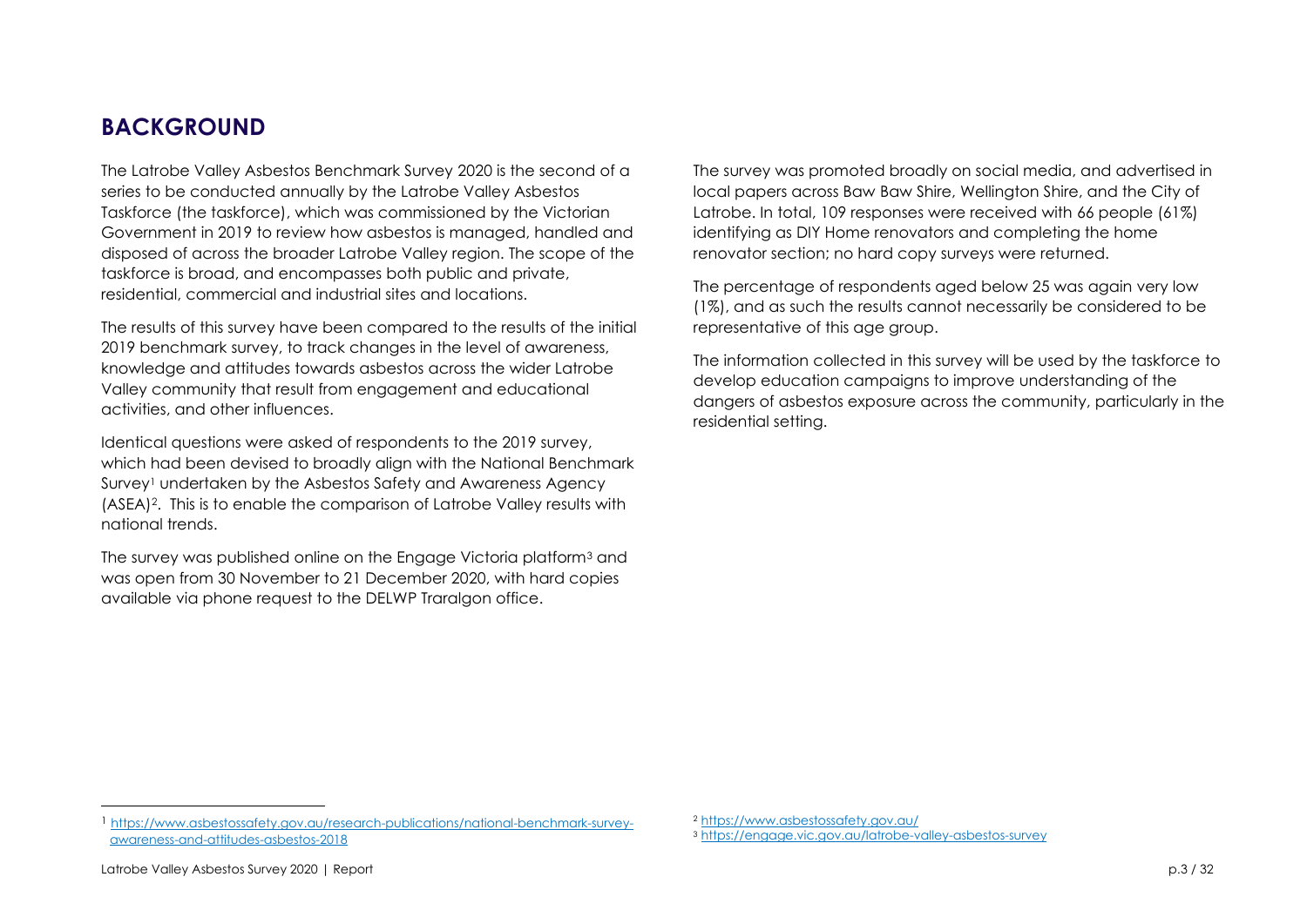## BACKGROUND

The Latrobe Valley Asbestos Benchmark Survey 2020 is the second of a series to be conducted annually by the Latrobe Valley Asbestos Taskforce (the taskforce), which was commissioned by the Victorian Government in 2019 to review how asbestos is managed, handled and disposed of across the broader Latrobe Valley region. The scope of the taskforce is broad, and encompasses both public and private, residential, commercial and industrial sites and locations.

The results of this survey have been compared to the results of the initial 2019 benchmark survey, to track changes in the level of awareness, knowledge and attitudes towards asbestos across the wider Latrobe Valley community that result from engagement and educational activities, and other influences.

Identical questions were asked of respondents to the 2019 survey, which had been devised to broadly align with the National Benchmark Survey[1] undertaken by the Asbestos Safety and Awareness Agency (ASEA)[2]. This is to enable the comparison of Latrobe Valley results with national trends.

The survey was published online on the Engage Victoria platform[3] and was open from 30 November to 21 December 2020, with hard copies available via phone request to the DELWP Traralgon office.

The survey was promoted broadly on social media, and advertised in local papers across Baw Baw Shire, Wellington Shire, and the City of Latrobe. In total, 109 responses were received with 66 people (61%) identifying as DIY Home renovators and completing the home renovator section; no hard copy surveys were returned.

The percentage of respondents aged below 25 was again very low (1%), and as such the results cannot necessarily be considered to be representative of this age group.

The information collected in this survey will be used by the taskforce to develop education campaigns to improve understanding of the dangers of asbestos exposure across the community, particularly in the residential setting.

---

[1] https://www.asbestossafety.gov.au/research-publications/national-benchmark-survey-awareness-and-attitudes-asbestos-2018

[2] https://www.asbestossafety.gov.au/

[3] https://engage.vic.gov.au/latrobe-valley-asbestos-survey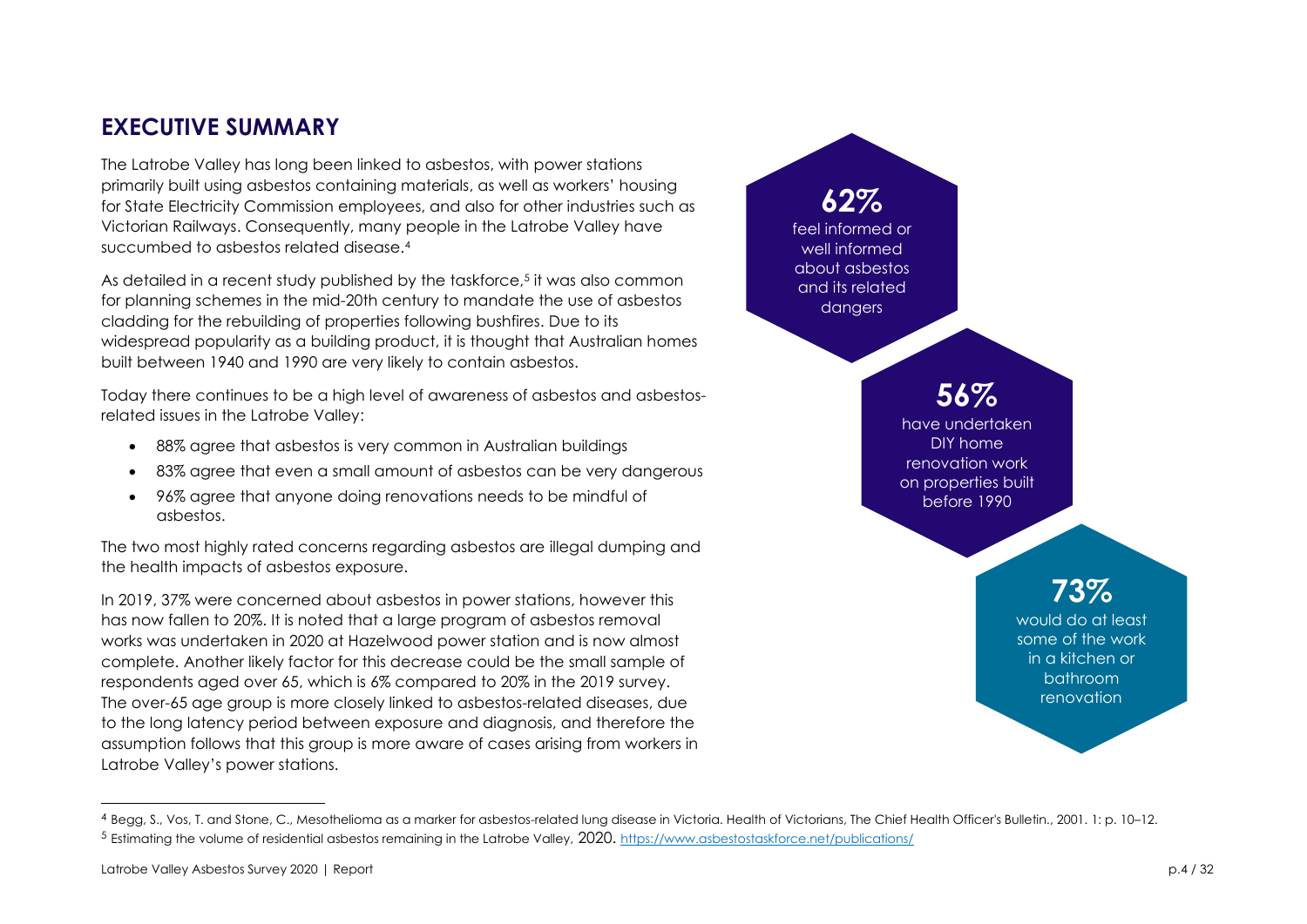## EXECUTIVE SUMMARY

The Latrobe Valley has long been linked to asbestos, with power stations primarily built using asbestos containing materials, as well as workers' housing for State Electricity Commission employees, and also for other industries such as Victorian Railways. Consequently, many people in the Latrobe Valley have succumbed to asbestos related disease.[4]

As detailed in a recent study published by the taskforce,[5] it was also common for planning schemes in the mid-20th century to mandate the use of asbestos cladding for the rebuilding of properties following bushfires. Due to its widespread popularity as a building product, it is thought that Australian homes built between 1940 and 1990 are very likely to contain asbestos.

Today there continues to be a high level of awareness of asbestos and asbestos-related issues in the Latrobe Valley:

- 88% agree that asbestos is very common in Australian buildings
- 83% agree that even a small amount of asbestos can be very dangerous
- 96% agree that anyone doing renovations needs to be mindful of asbestos.

The two most highly rated concerns regarding asbestos are illegal dumping and the health impacts of asbestos exposure.

In 2019, 37% were concerned about asbestos in power stations, however this has now fallen to 20%. It is noted that a large program of asbestos removal works was undertaken in 2020 at Hazelwood power station and is now almost complete. Another likely factor for this decrease could be the small sample of respondents aged over 65, which is 6% compared to 20% in the 2019 survey. The over-65 age group is more closely linked to asbestos-related diseases, due to the long latency period between exposure and diagnosis, and therefore the assumption follows that this group is more aware of cases arising from workers in Latrobe Valley's power stations.

**62%** feel informed or well informed about asbestos and its related dangers

**56%** have undertaken DIY home renovation work on properties built before 1990

**73%** would do at least some of the work in a kitchen or bathroom renovation

---

[4] Begg, S., Vos, T. and Stone, C., Mesothelioma as a marker for asbestos-related lung disease in Victoria. Health of Victorians, The Chief Health Officer's Bulletin., 2001. 1: p. 10–12.

[5] Estimating the volume of residential asbestos remaining in the Latrobe Valley, 2020. https://www.asbestostaskforce.net/publications/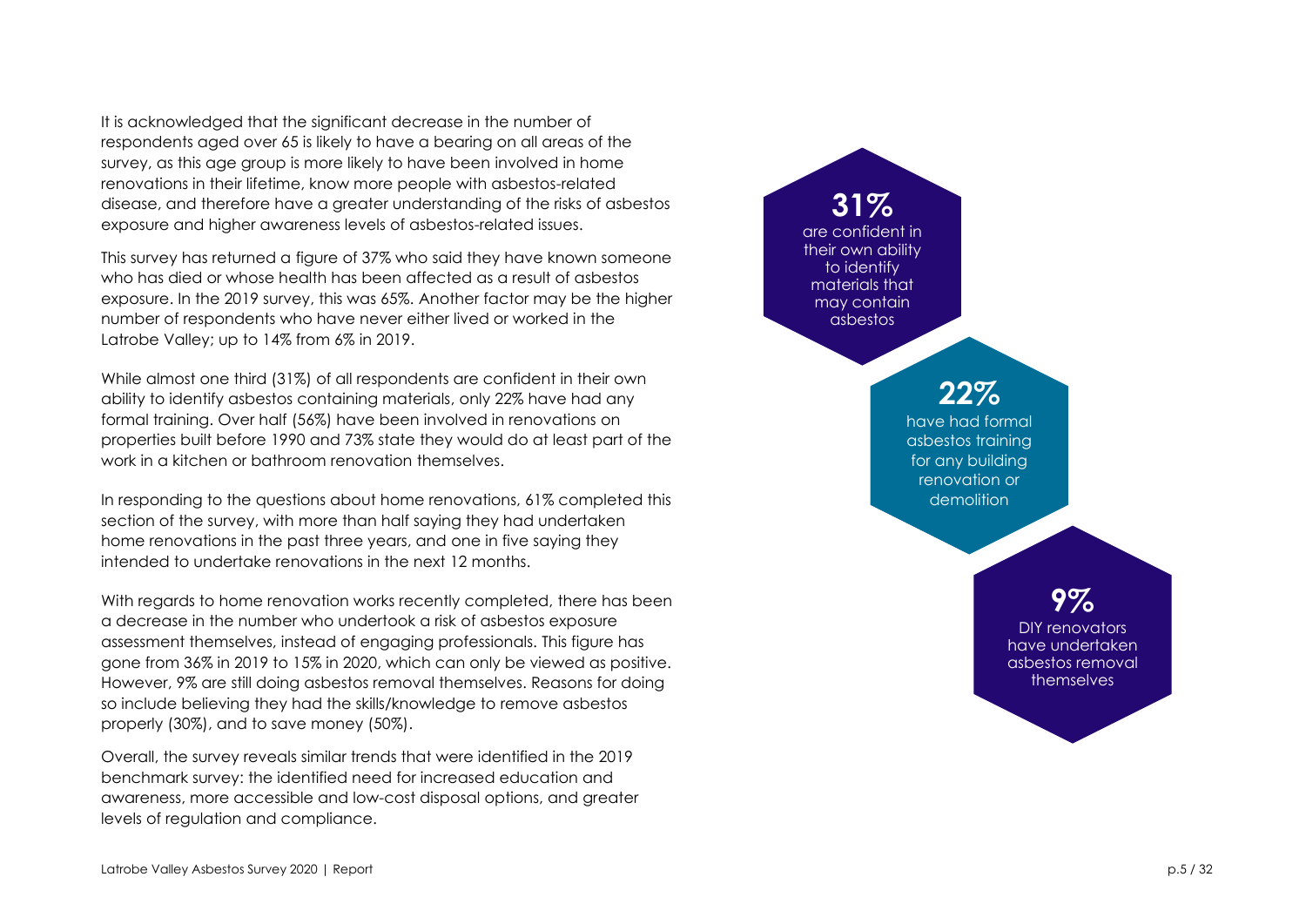It is acknowledged that the significant decrease in the number of respondents aged over 65 is likely to have a bearing on all areas of the survey, as this age group is more likely to have been involved in home renovations in their lifetime, know more people with asbestos-related disease, and therefore have a greater understanding of the risks of asbestos exposure and higher awareness levels of asbestos-related issues.

This survey has returned a figure of 37% who said they have known someone who has died or whose health has been affected as a result of asbestos exposure. In the 2019 survey, this was 65%. Another factor may be the higher number of respondents who have never either lived or worked in the Latrobe Valley; up to 14% from 6% in 2019.

While almost one third (31%) of all respondents are confident in their own ability to identify asbestos containing materials, only 22% have had any formal training. Over half (56%) have been involved in renovations on properties built before 1990 and 73% state they would do at least part of the work in a kitchen or bathroom renovation themselves.

In responding to the questions about home renovations, 61% completed this section of the survey, with more than half saying they had undertaken home renovations in the past three years, and one in five saying they intended to undertake renovations in the next 12 months.

With regards to home renovation works recently completed, there has been a decrease in the number who undertook a risk of asbestos exposure assessment themselves, instead of engaging professionals. This figure has gone from 36% in 2019 to 15% in 2020, which can only be viewed as positive. However, 9% are still doing asbestos removal themselves. Reasons for doing so include believing they had the skills/knowledge to remove asbestos properly (30%), and to save money (50%).

Overall, the survey reveals similar trends that were identified in the 2019 benchmark survey: the identified need for increased education and awareness, more accessible and low-cost disposal options, and greater levels of regulation and compliance.

**31%**
are confident in their own ability to identify materials that may contain asbestos

**22%**
have had formal asbestos training for any building renovation or demolition

**9%**
DIY renovators have undertaken asbestos removal themselves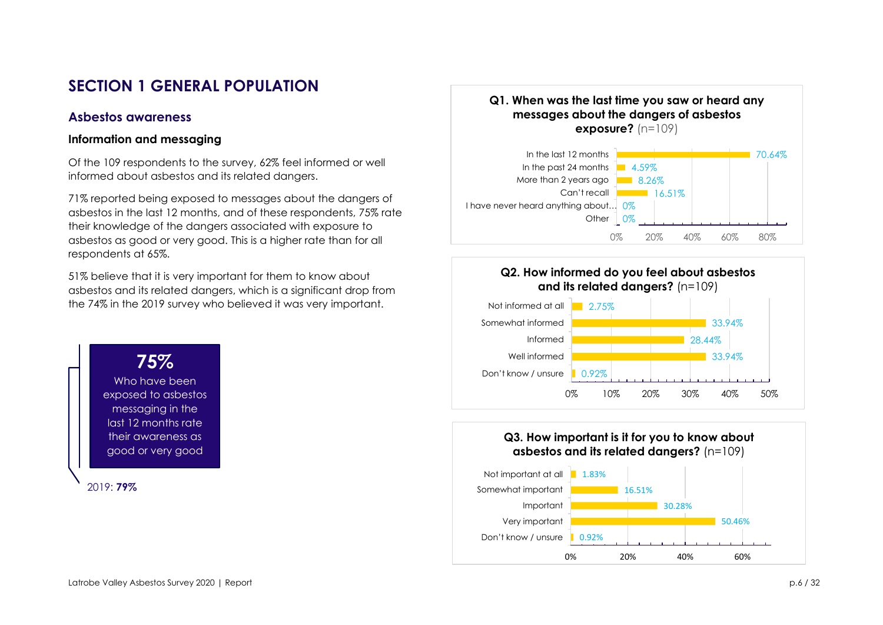# SECTION 1 GENERAL POPULATION

## Asbestos awareness

### Information and messaging

Of the 109 respondents to the survey, 62% feel informed or well informed about asbestos and its related dangers.

71% reported being exposed to messages about the dangers of asbestos in the last 12 months, and of these respondents, 75% rate their knowledge of the dangers associated with exposure to asbestos as good or very good. This is a higher rate than for all respondents at 65%.

51% believe that it is very important for them to know about asbestos and its related dangers, which is a significant drop from the 74% in the 2019 survey who believed it was very important.

**75%**

Who have been exposed to asbestos messaging in the last 12 months rate their awareness as good or very good

2019: **79%**

**Q1. When was the last time you saw or heard any messages about the dangers of asbestos exposure?** (n=109)

| Response | % |
| --- | --- |
| In the last 12 months | 70.64% |
| In the past 24 months | 4.59% |
| More than 2 years ago | 8.26% |
| Can't recall | 16.51% |
| I have never heard anything about... | 0% |
| Other | 0% |

**Q2. How informed do you feel about asbestos and its related dangers?** (n=109)

| Response | % |
| --- | --- |
| Not informed at all | 2.75% |
| Somewhat informed | 33.94% |
| Informed | 28.44% |
| Well informed | 33.94% |
| Don't know / unsure | 0.92% |

**Q3. How important is it for you to know about asbestos and its related dangers?** (n=109)

| Response | % |
| --- | --- |
| Not important at all | 1.83% |
| Somewhat important | 16.51% |
| Important | 30.28% |
| Very important | 50.46% |
| Don't know / unsure | 0.92% |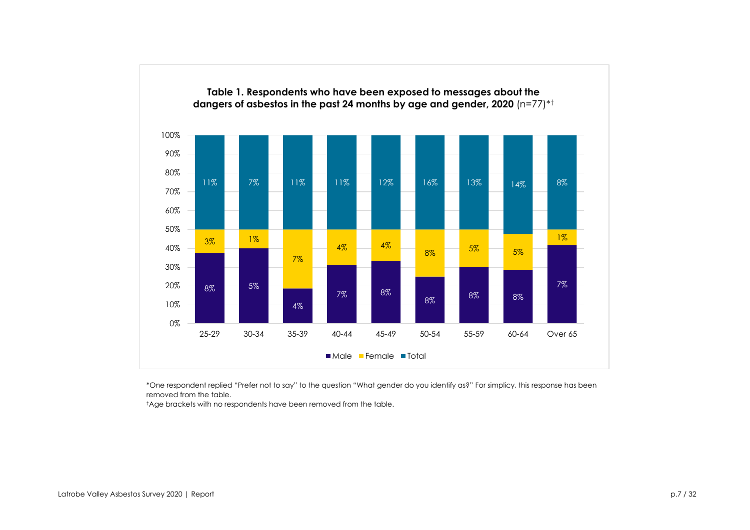**Table 1. Respondents who have been exposed to messages about the dangers of asbestos in the past 24 months by age and gender, 2020** (n=77)*†

| Age | Male | Female | Total |
| --- | --- | --- | --- |
| 25-29 | 8% | 3% | 11% |
| 30-34 | 5% | 1% | 7% |
| 35-39 | 4% | 7% | 11% |
| 40-44 | 7% | 4% | 11% |
| 45-49 | 8% | 4% | 12% |
| 50-54 | 8% | 8% | 16% |
| 55-59 | 8% | 5% | 13% |
| 60-64 | 8% | 5% | 14% |
| Over 65 | 7% | 1% | 8% |

*One respondent replied "Prefer not to say" to the question "What gender do you identify as?" For simplicity, this response has been removed from the table.

†Age brackets with no respondents have been removed from the table.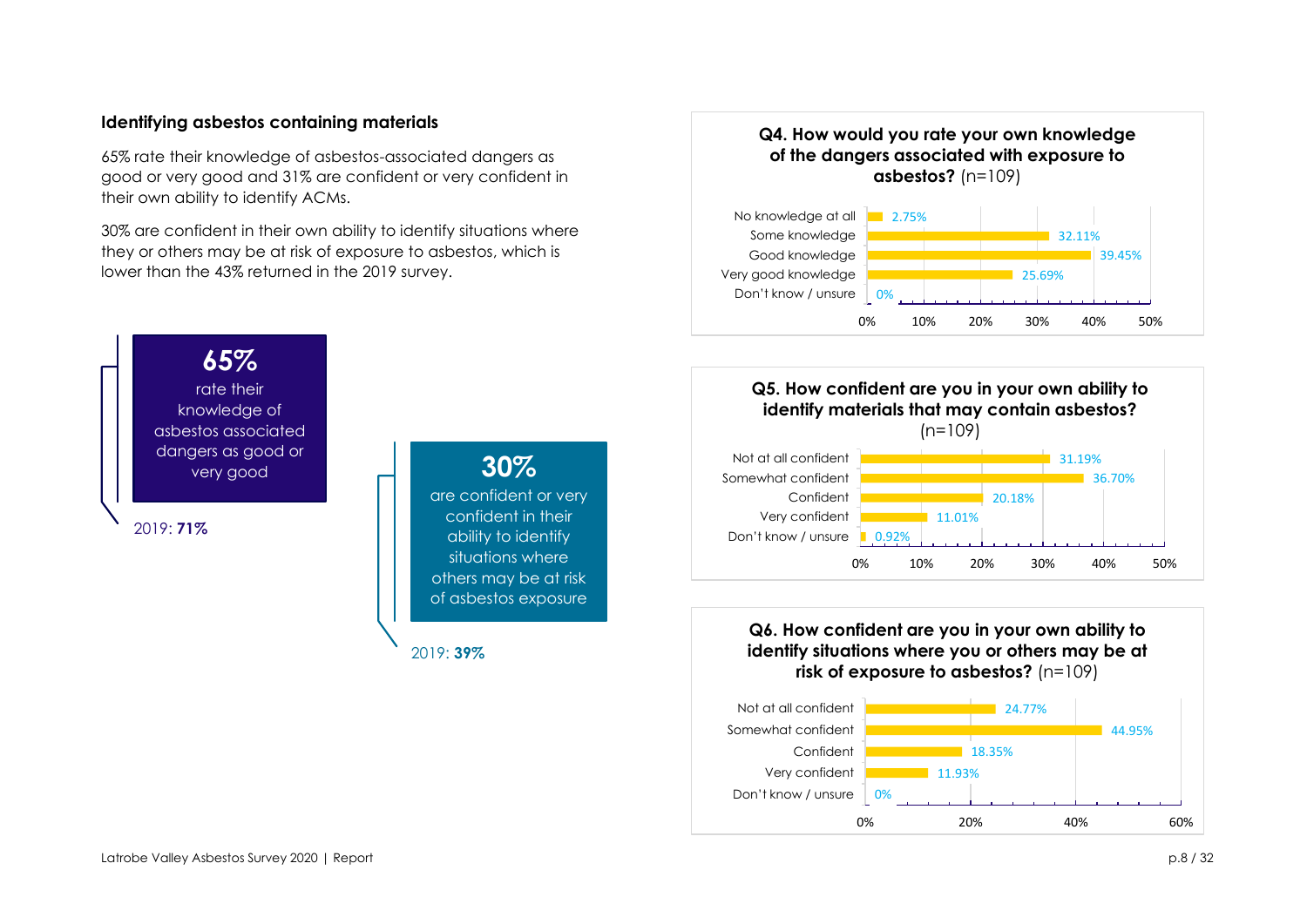### Identifying asbestos containing materials

65% rate their knowledge of asbestos-associated dangers as good or very good and 31% are confident or very confident in their own ability to identify ACMs.

30% are confident in their own ability to identify situations where they or others may be at risk of exposure to asbestos, which is lower than the 43% returned in the 2019 survey.

**65%**
rate their knowledge of asbestos associated dangers as good or very good

2019: **71%**

**30%**
are confident or very confident in their ability to identify situations where others may be at risk of asbestos exposure

2019: **39%**

**Q4. How would you rate your own knowledge of the dangers associated with exposure to asbestos?** (n=109)

| Response | % |
|---|---|
| No knowledge at all | 2.75% |
| Some knowledge | 32.11% |
| Good knowledge | 39.45% |
| Very good knowledge | 25.69% |
| Don't know / unsure | 0% |

**Q5. How confident are you in your own ability to identify materials that may contain asbestos?** (n=109)

| Response | % |
|---|---|
| Not at all confident | 31.19% |
| Somewhat confident | 36.70% |
| Confident | 20.18% |
| Very confident | 11.01% |
| Don't know / unsure | 0.92% |

**Q6. How confident are you in your own ability to identify situations where you or others may be at risk of exposure to asbestos?** (n=109)

| Response | % |
|---|---|
| Not at all confident | 24.77% |
| Somewhat confident | 44.95% |
| Confident | 18.35% |
| Very confident | 11.93% |
| Don't know / unsure | 0% |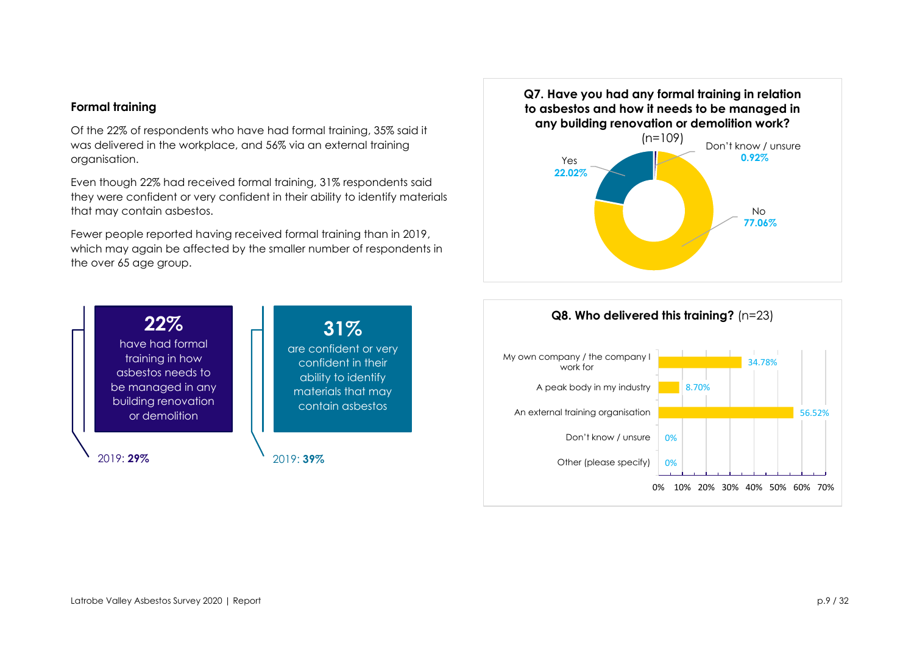### Formal training

Of the 22% of respondents who have had formal training, 35% said it was delivered in the workplace, and 56% via an external training organisation.

Even though 22% had received formal training, 31% respondents said they were confident or very confident in their ability to identify materials that may contain asbestos.

Fewer people reported having received formal training than in 2019, which may again be affected by the smaller number of respondents in the over 65 age group.

**22%**
have had formal training in how asbestos needs to be managed in any building renovation or demolition

2019: **29%**

**31%**
are confident or very confident in their ability to identify materials that may contain asbestos

2019: **39%**

**Q7. Have you had any formal training in relation to asbestos and how it needs to be managed in any building renovation or demolition work?**
(n=109)

| Response | Percentage |
| --- | --- |
| Yes | 22.02% |
| No | 77.06% |
| Don't know / unsure | 0.92% |

**Q8. Who delivered this training?** (n=23)

| Response | Percentage |
| --- | --- |
| My own company / the company I work for | 34.78% |
| A peak body in my industry | 8.70% |
| An external training organisation | 56.52% |
| Don't know / unsure | 0% |
| Other (please specify) | 0% |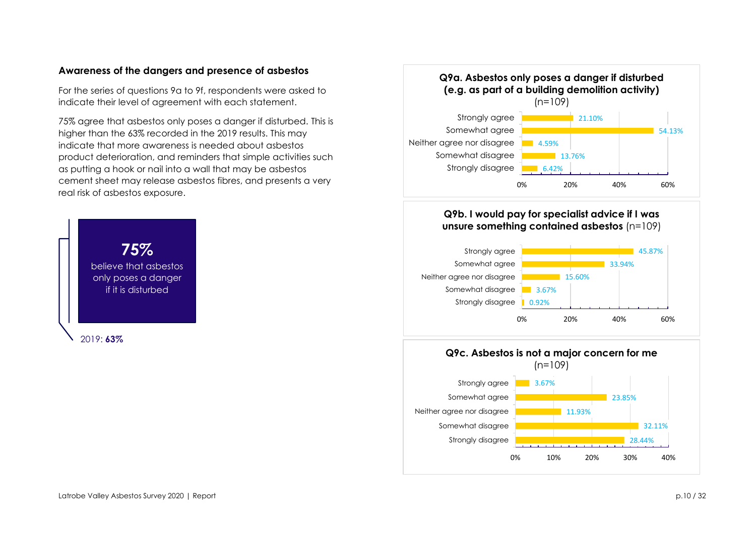### Awareness of the dangers and presence of asbestos

For the series of questions 9a to 9f, respondents were asked to indicate their level of agreement with each statement.

75% agree that asbestos only poses a danger if disturbed. This is higher than the 63% recorded in the 2019 results. This may indicate that more awareness is needed about asbestos product deterioration, and reminders that simple activities such as putting a hook or nail into a wall that may be asbestos cement sheet may release asbestos fibres, and presents a very real risk of asbestos exposure.

**75%**
believe that asbestos only poses a danger if it is disturbed

2019: **63%**

**Q9a. Asbestos only poses a danger if disturbed (e.g. as part of a building demolition activity)** (n=109)

| Response | % |
|---|---|
| Strongly agree | 21.10% |
| Somewhat agree | 54.13% |
| Neither agree nor disagree | 4.59% |
| Somewhat disagree | 13.76% |
| Strongly disagree | 6.42% |

**Q9b. I would pay for specialist advice if I was unsure something contained asbestos** (n=109)

| Response | % |
|---|---|
| Strongly agree | 45.87% |
| Somewhat agree | 33.94% |
| Neither agree nor disagree | 15.60% |
| Somewhat disagree | 3.67% |
| Strongly disagree | 0.92% |

**Q9c. Asbestos is not a major concern for me** (n=109)

| Response | % |
|---|---|
| Strongly agree | 3.67% |
| Somewhat agree | 23.85% |
| Neither agree nor disagree | 11.93% |
| Somewhat disagree | 32.11% |
| Strongly disagree | 28.44% |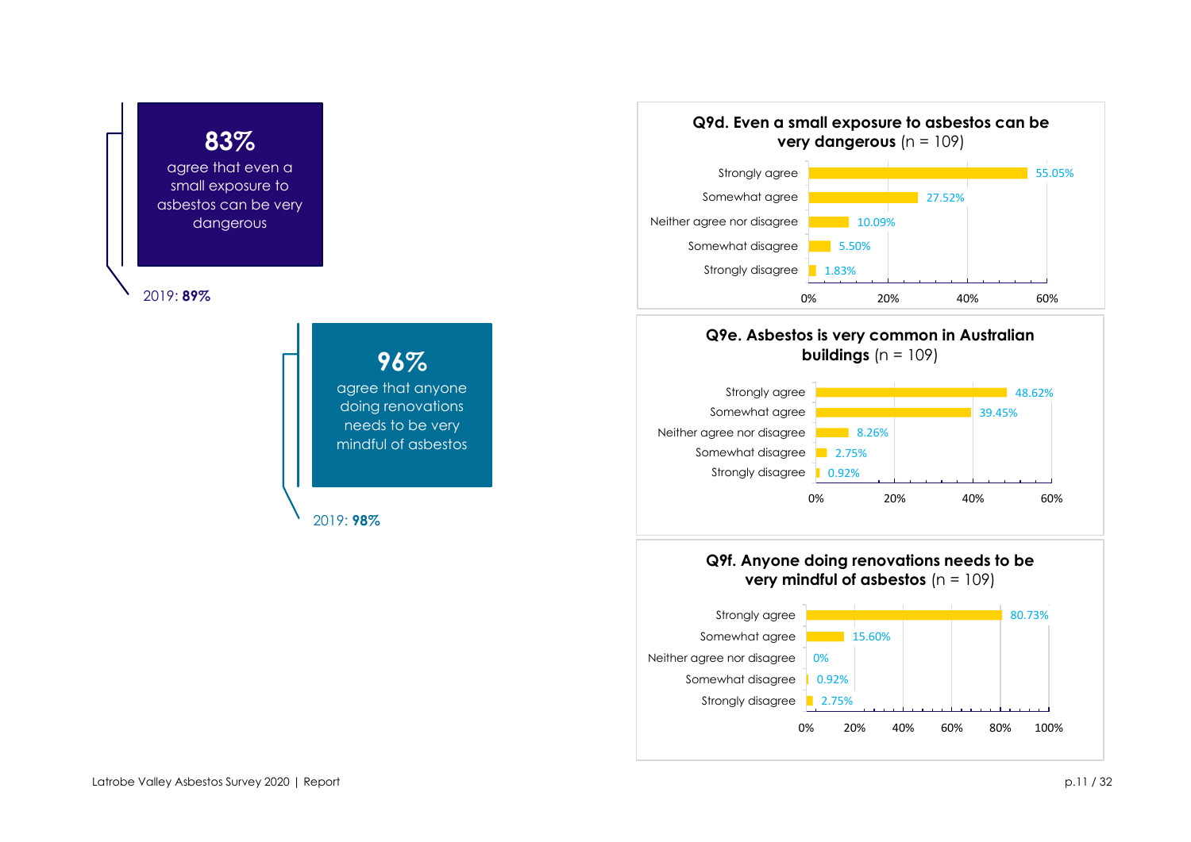**83%**

agree that even a small exposure to asbestos can be very dangerous

2019: **89%**

**96%**

agree that anyone doing renovations needs to be very mindful of asbestos

2019: **98%**

**Q9d. Even a small exposure to asbestos can be very dangerous** (n = 109)

| Response | Percentage |
|---|---|
| Strongly agree | 55.05% |
| Somewhat agree | 27.52% |
| Neither agree nor disagree | 10.09% |
| Somewhat disagree | 5.50% |
| Strongly disagree | 1.83% |

**Q9e. Asbestos is very common in Australian buildings** (n = 109)

| Response | Percentage |
|---|---|
| Strongly agree | 48.62% |
| Somewhat agree | 39.45% |
| Neither agree nor disagree | 8.26% |
| Somewhat disagree | 2.75% |
| Strongly disagree | 0.92% |

**Q9f. Anyone doing renovations needs to be very mindful of asbestos** (n = 109)

| Response | Percentage |
|---|---|
| Strongly agree | 80.73% |
| Somewhat agree | 15.60% |
| Neither agree nor disagree | 0% |
| Somewhat disagree | 0.92% |
| Strongly disagree | 2.75% |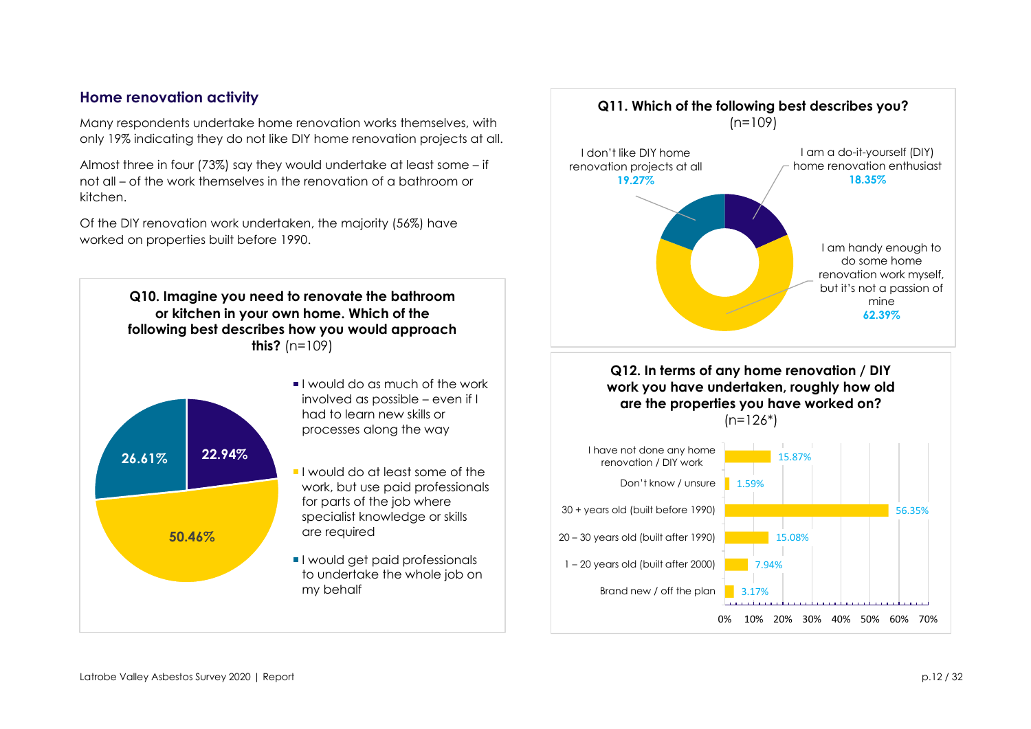## Home renovation activity

Many respondents undertake home renovation works themselves, with only 19% indicating they do not like DIY home renovation projects at all.

Almost three in four (73%) say they would undertake at least some – if not all – of the work themselves in the renovation of a bathroom or kitchen.

Of the DIY renovation work undertaken, the majority (56%) have worked on properties built before 1990.

**Q10. Imagine you need to renovate the bathroom or kitchen in your own home. Which of the following best describes how you would approach this?** (n=109)

| Response | % |
|---|---|
| I would do as much of the work involved as possible – even if I had to learn new skills or processes along the way | 22.94% |
| I would do at least some of the work, but use paid professionals for parts of the job where specialist knowledge or skills are required | 50.46% |
| I would get paid professionals to undertake the whole job on my behalf | 26.61% |

**Q11. Which of the following best describes you?** (n=109)

| Response | % |
|---|---|
| I am a do-it-yourself (DIY) home renovation enthusiast | 18.35% |
| I am handy enough to do some home renovation work myself, but it's not a passion of mine | 62.39% |
| I don't like DIY home renovation projects at all | 19.27% |

**Q12. In terms of any home renovation / DIY work you have undertaken, roughly how old are the properties you have worked on?** (n=126*)

| Response | % |
|---|---|
| I have not done any home renovation / DIY work | 15.87% |
| Don't know / unsure | 1.59% |
| 30 + years old (built before 1990) | 56.35% |
| 20 – 30 years old (built after 1990) | 15.08% |
| 1 – 20 years old (built after 2000) | 7.94% |
| Brand new / off the plan | 3.17% |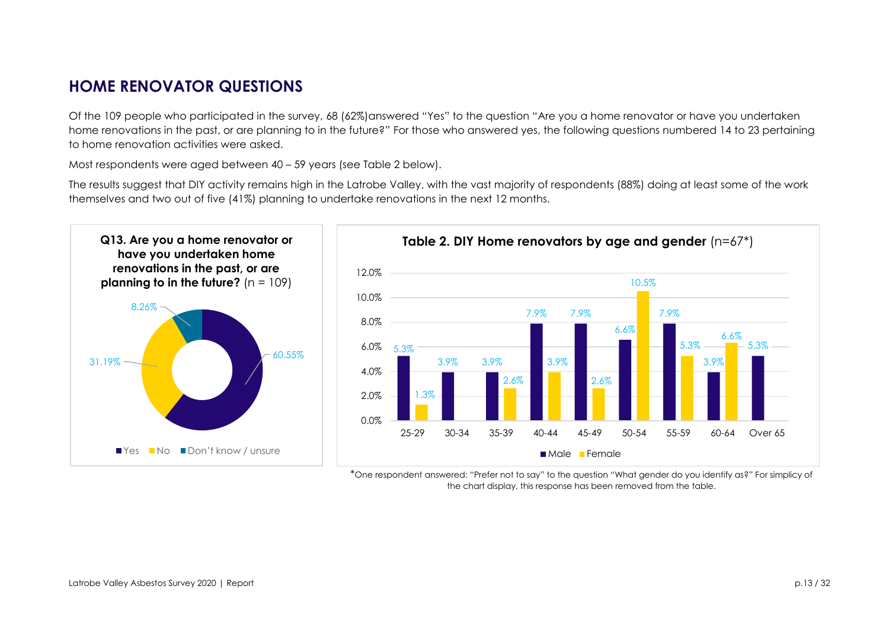## HOME RENOVATOR QUESTIONS

Of the 109 people who participated in the survey, 68 (62%)answered "Yes" to the question "Are you a home renovator or have you undertaken home renovations in the past, or are planning to in the future?" For those who answered yes, the following questions numbered 14 to 23 pertaining to home renovation activities were asked.

Most respondents were aged between 40 – 59 years (see Table 2 below).

The results suggest that DIY activity remains high in the Latrobe Valley, with the vast majority of respondents (88%) doing at least some of the work themselves and two out of five (41%) planning to undertake renovations in the next 12 months.

**Q13. Are you a home renovator or have you undertaken home renovations in the past, or are planning to in the future?** (n = 109)

| Response | % |
| --- | --- |
| Yes | 60.55% |
| No | 31.19% |
| Don't know / unsure | 8.26% |

**Table 2. DIY Home renovators by age and gender** (n=67*)

| Age | Male | Female |
| --- | --- | --- |
| 25-29 | 5.3% | 1.3% |
| 30-34 | 3.9% | |
| 35-39 | 3.9% | 2.6% |
| 40-44 | 7.9% | 3.9% |
| 45-49 | 7.9% | 2.6% |
| 50-54 | 6.6% | 10.5% |
| 55-59 | 7.9% | 5.3% |
| 60-64 | 3.9% | 6.6% |
| Over 65 | 5.3% | |

*One respondent answered: "Prefer not to say" to the question "What gender do you identify as?" For simplicity of the chart display, this response has been removed from the table.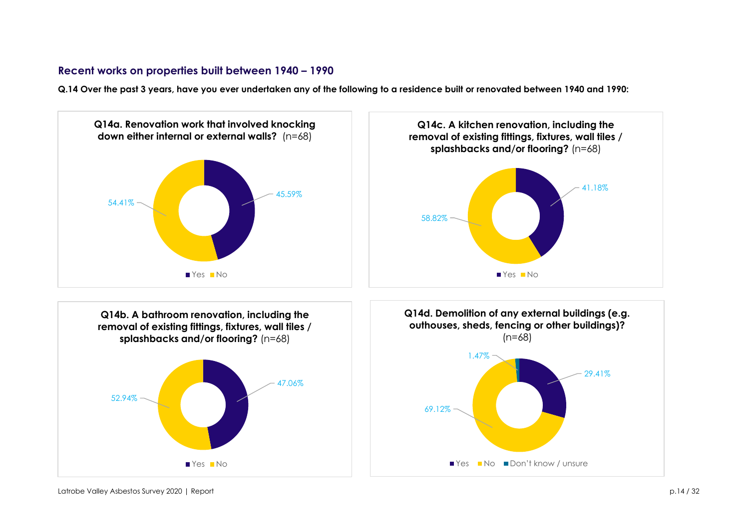## Recent works on properties built between 1940 – 1990

**Q.14 Over the past 3 years, have you ever undertaken any of the following to a residence built or renovated between 1940 and 1990:**

**Q14a. Renovation work that involved knocking down either internal or external walls?** (n=68)

| Response | % |
|---|---|
| Yes | 45.59% |
| No | 54.41% |

**Q14c. A kitchen renovation, including the removal of existing fittings, fixtures, wall tiles / splashbacks and/or flooring?** (n=68)

| Response | % |
|---|---|
| Yes | 41.18% |
| No | 58.82% |

**Q14b. A bathroom renovation, including the removal of existing fittings, fixtures, wall tiles / splashbacks and/or flooring?** (n=68)

| Response | % |
|---|---|
| Yes | 47.06% |
| No | 52.94% |

**Q14d. Demolition of any external buildings (e.g. outhouses, sheds, fencing or other buildings)?** (n=68)

| Response | % |
|---|---|
| Yes | 29.41% |
| No | 69.12% |
| Don't know / unsure | 1.47% |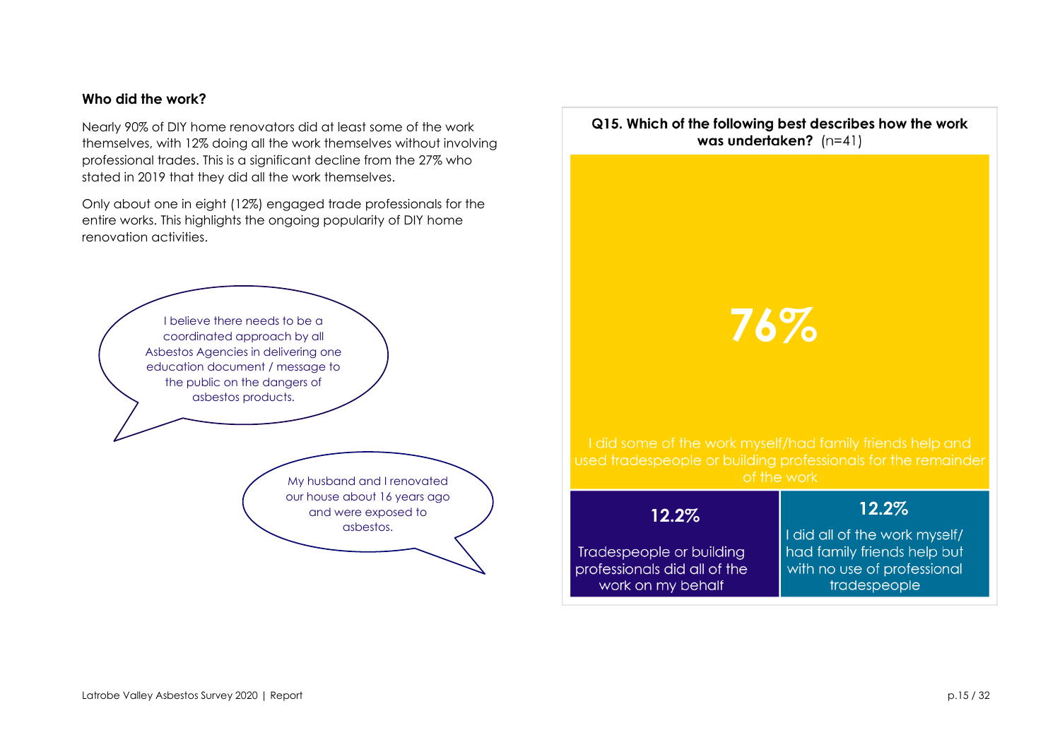### Who did the work?

Nearly 90% of DIY home renovators did at least some of the work themselves, with 12% doing all the work themselves without involving professional trades. This is a significant decline from the 27% who stated in 2019 that they did all the work themselves.

Only about one in eight (12%) engaged trade professionals for the entire works. This highlights the ongoing popularity of DIY home renovation activities.

> I believe there needs to be a coordinated approach by all Asbestos Agencies in delivering one education document / message to the public on the dangers of asbestos products.

> My husband and I renovated our house about 16 years ago and were exposed to asbestos.

**Q15. Which of the following best describes how the work was undertaken?** (n=41)

| Response | % |
| --- | --- |
| I did some of the work myself/had family friends help and used tradespeople or building professionals for the remainder of the work | 76% |
| Tradespeople or building professionals did all of the work on my behalf | 12.2% |
| I did all of the work myself/ had family friends help but with no use of professional tradespeople | 12.2% |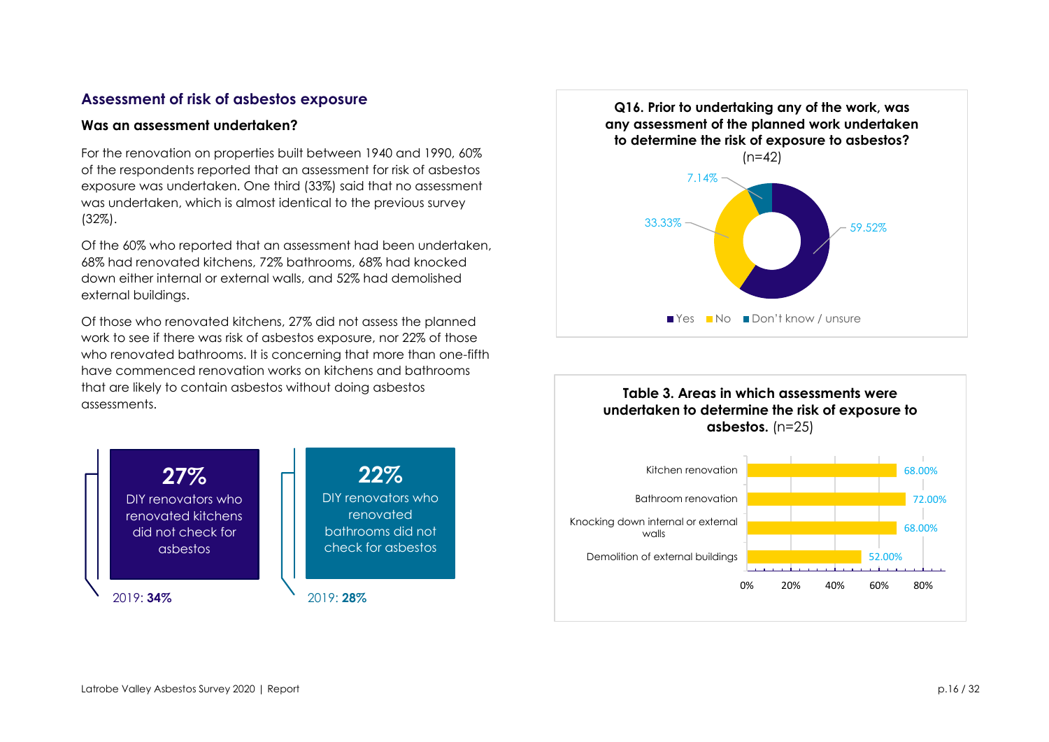## Assessment of risk of asbestos exposure

### Was an assessment undertaken?

For the renovation on properties built between 1940 and 1990, 60% of the respondents reported that an assessment for risk of asbestos exposure was undertaken. One third (33%) said that no assessment was undertaken, which is almost identical to the previous survey (32%).

Of the 60% who reported that an assessment had been undertaken, 68% had renovated kitchens, 72% bathrooms, 68% had knocked down either internal or external walls, and 52% had demolished external buildings.

Of those who renovated kitchens, 27% did not assess the planned work to see if there was risk of asbestos exposure, nor 22% of those who renovated bathrooms. It is concerning that more than one-fifth have commenced renovation works on kitchens and bathrooms that are likely to contain asbestos without doing asbestos assessments.

**27%**
DIY renovators who renovated kitchens did not check for asbestos

2019: **34%**

**22%**
DIY renovators who renovated bathrooms did not check for asbestos

2019: **28%**

**Q16. Prior to undertaking any of the work, was any assessment of the planned work undertaken to determine the risk of exposure to asbestos?** (n=42)

| Response | Percentage |
|---|---|
| Yes | 59.52% |
| No | 33.33% |
| Don't know / unsure | 7.14% |

**Table 3. Areas in which assessments were undertaken to determine the risk of exposure to asbestos.** (n=25)

| Area | Percentage |
|---|---|
| Kitchen renovation | 68.00% |
| Bathroom renovation | 72.00% |
| Knocking down internal or external walls | 68.00% |
| Demolition of external buildings | 52.00% |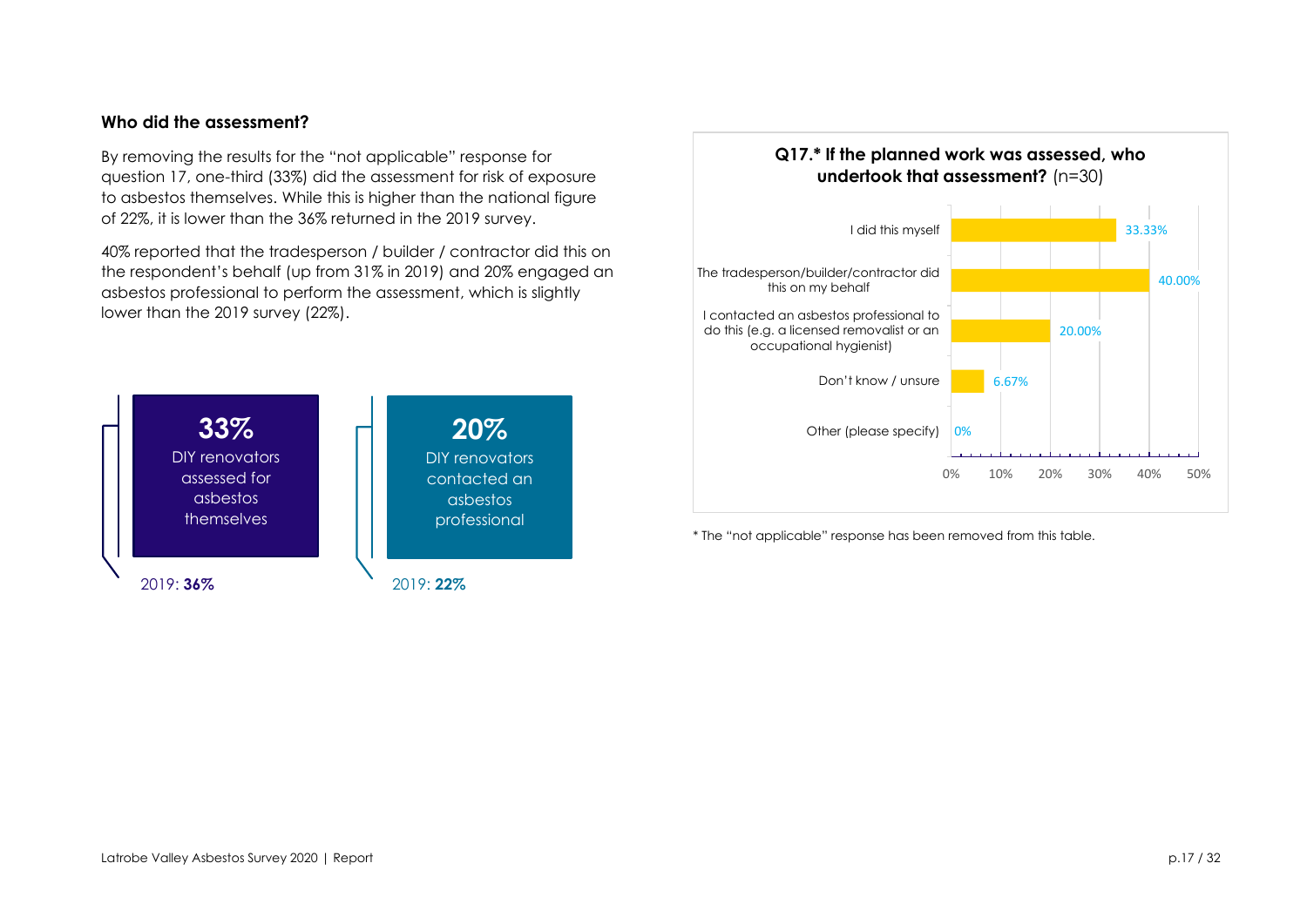### Who did the assessment?

By removing the results for the "not applicable" response for question 17, one-third (33%) did the assessment for risk of exposure to asbestos themselves. While this is higher than the national figure of 22%, it is lower than the 36% returned in the 2019 survey.

40% reported that the tradesperson / builder / contractor did this on the respondent's behalf (up from 31% in 2019) and 20% engaged an asbestos professional to perform the assessment, which is slightly lower than the 2019 survey (22%).

**33%**
DIY renovators assessed for asbestos themselves

2019: **36%**

**20%**
DIY renovators contacted an asbestos professional

2019: **22%**

**Q17.* If the planned work was assessed, who undertook that assessment?** (n=30)

| Response | Percentage |
|---|---|
| I did this myself | 33.33% |
| The tradesperson/builder/contractor did this on my behalf | 40.00% |
| I contacted an asbestos professional to do this (e.g. a licensed removalist or an occupational hygienist) | 20.00% |
| Don't know / unsure | 6.67% |
| Other (please specify) | 0% |

* The "not applicable" response has been removed from this table.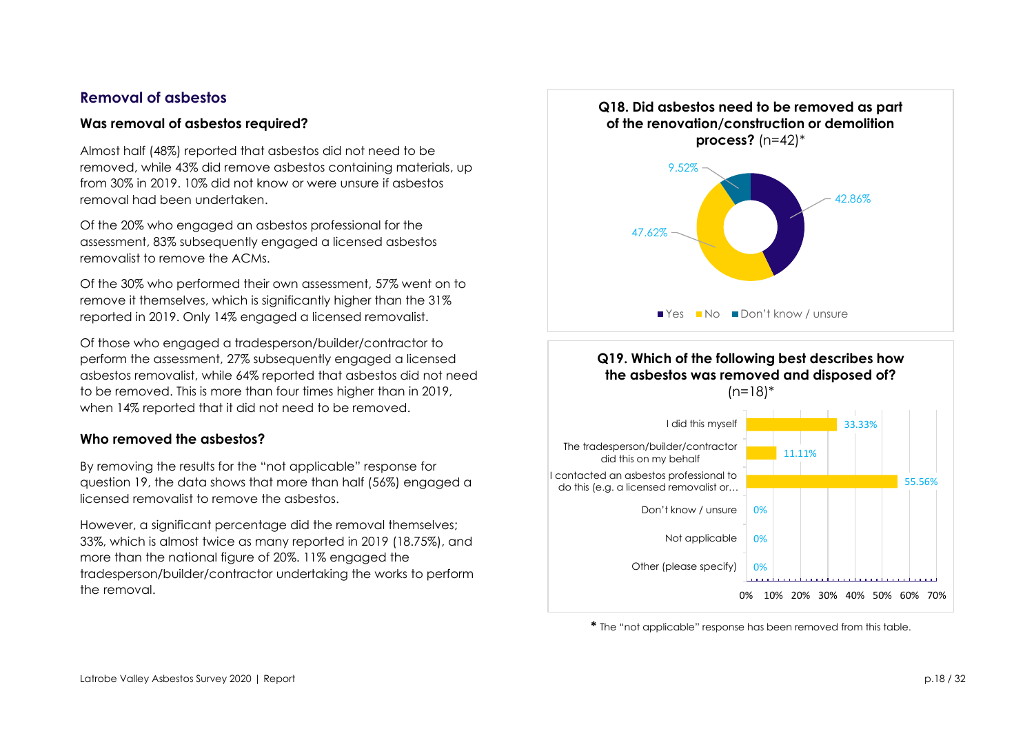## Removal of asbestos

### Was removal of asbestos required?

Almost half (48%) reported that asbestos did not need to be removed, while 43% did remove asbestos containing materials, up from 30% in 2019. 10% did not know or were unsure if asbestos removal had been undertaken.

Of the 20% who engaged an asbestos professional for the assessment, 83% subsequently engaged a licensed asbestos removalist to remove the ACMs.

Of the 30% who performed their own assessment, 57% went on to remove it themselves, which is significantly higher than the 31% reported in 2019. Only 14% engaged a licensed removalist.

Of those who engaged a tradesperson/builder/contractor to perform the assessment, 27% subsequently engaged a licensed asbestos removalist, while 64% reported that asbestos did not need to be removed. This is more than four times higher than in 2019, when 14% reported that it did not need to be removed.

### Who removed the asbestos?

By removing the results for the "not applicable" response for question 19, the data shows that more than half (56%) engaged a licensed removalist to remove the asbestos.

However, a significant percentage did the removal themselves; 33%, which is almost twice as many reported in 2019 (18.75%), and more than the national figure of 20%. 11% engaged the tradesperson/builder/contractor undertaking the works to perform the removal.

**Q18. Did asbestos need to be removed as part of the renovation/construction or demolition process?** (n=42)*

| Response | Percentage |
|---|---|
| Yes | 42.86% |
| No | 47.62% |
| Don't know / unsure | 9.52% |

**Q19. Which of the following best describes how the asbestos was removed and disposed of?** (n=18)*

| Response | Percentage |
|---|---|
| I did this myself | 33.33% |
| The tradesperson/builder/contractor did this on my behalf | 11.11% |
| I contacted an asbestos professional to do this (e.g. a licensed removalist or… | 55.56% |
| Don't know / unsure | 0% |
| Not applicable | 0% |
| Other (please specify) | 0% |

* The "not applicable" response has been removed from this table.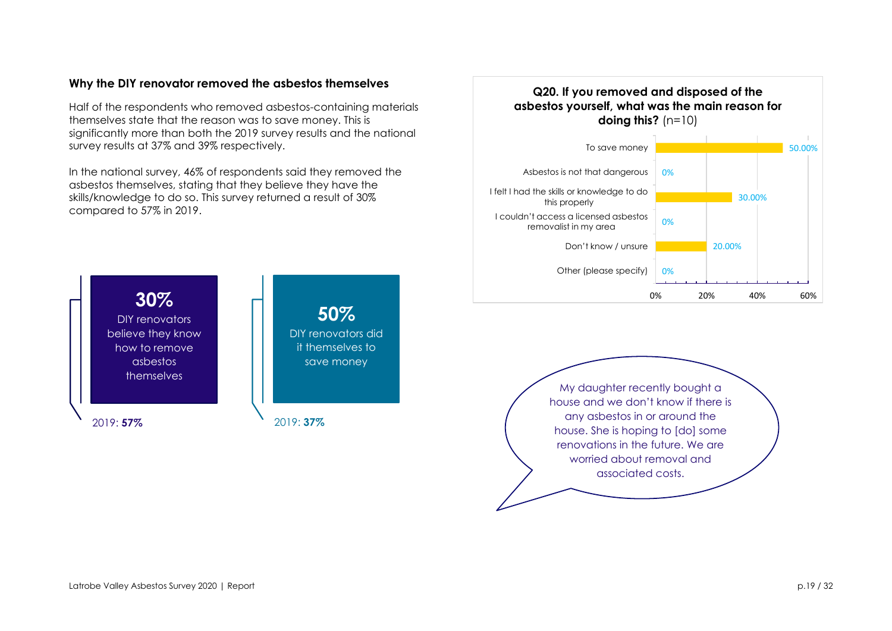### Why the DIY renovator removed the asbestos themselves

Half of the respondents who removed asbestos-containing materials themselves state that the reason was to save money. This is significantly more than both the 2019 survey results and the national survey results at 37% and 39% respectively.

In the national survey, 46% of respondents said they removed the asbestos themselves, stating that they believe they have the skills/knowledge to do so. This survey returned a result of 30% compared to 57% in 2019.

**30%**
DIY renovators believe they know how to remove asbestos themselves

2019: **57%**

**50%**
DIY renovators did it themselves to save money

2019: **37%**

**Q20. If you removed and disposed of the asbestos yourself, what was the main reason for doing this?** (n=10)

| Reason | % |
| --- | --- |
| To save money | 50.00% |
| Asbestos is not that dangerous | 0% |
| I felt I had the skills or knowledge to do this properly | 30.00% |
| I couldn't access a licensed asbestos removalist in my area | 0% |
| Don't know / unsure | 20.00% |
| Other (please specify) | 0% |

> My daughter recently bought a house and we don't know if there is any asbestos in or around the house. She is hoping to [do] some renovations in the future. We are worried about removal and associated costs.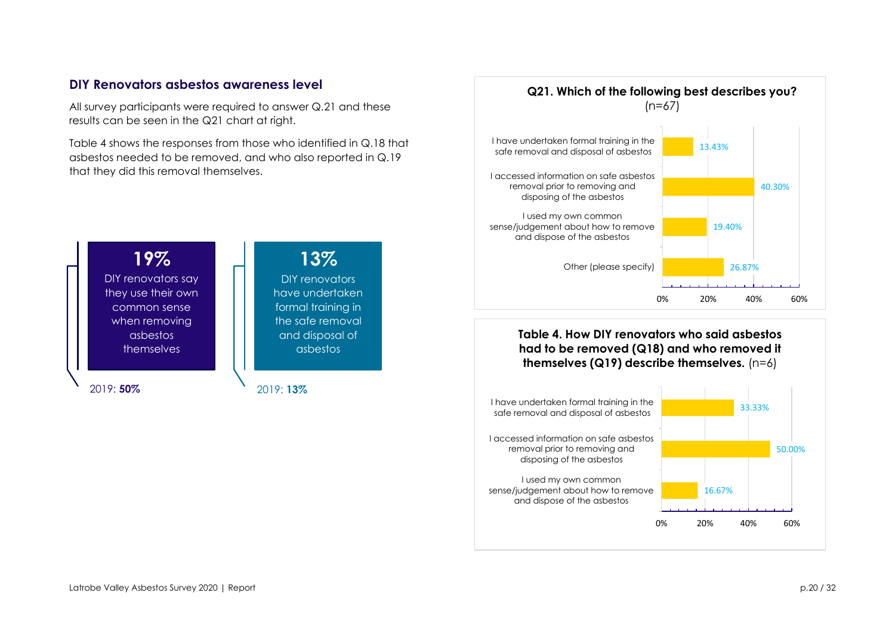## DIY Renovators asbestos awareness level

All survey participants were required to answer Q.21 and these results can be seen in the Q21 chart at right.

Table 4 shows the responses from those who identified in Q.18 that asbestos needed to be removed, and who also reported in Q.19 that they did this removal themselves.

**19%**
DIY renovators say they use their own common sense when removing asbestos themselves

2019: **50%**

**13%**
DIY renovators have undertaken formal training in the safe removal and disposal of asbestos

2019: **13%**

**Q21. Which of the following best describes you?** (n=67)

| Response | % |
|---|---|
| I have undertaken formal training in the safe removal and disposal of asbestos | 13.43% |
| I accessed information on safe asbestos removal prior to removing and disposing of the asbestos | 40.30% |
| I used my own common sense/judgement about how to remove and dispose of the asbestos | 19.40% |
| Other (please specify) | 26.87% |

**Table 4. How DIY renovators who said asbestos had to be removed (Q18) and who removed it themselves (Q19) describe themselves.** (n=6)

| Response | % |
|---|---|
| I have undertaken formal training in the safe removal and disposal of asbestos | 33.33% |
| I accessed information on safe asbestos removal prior to removing and disposing of the asbestos | 50.00% |
| I used my own common sense/judgement about how to remove and dispose of the asbestos | 16.67% |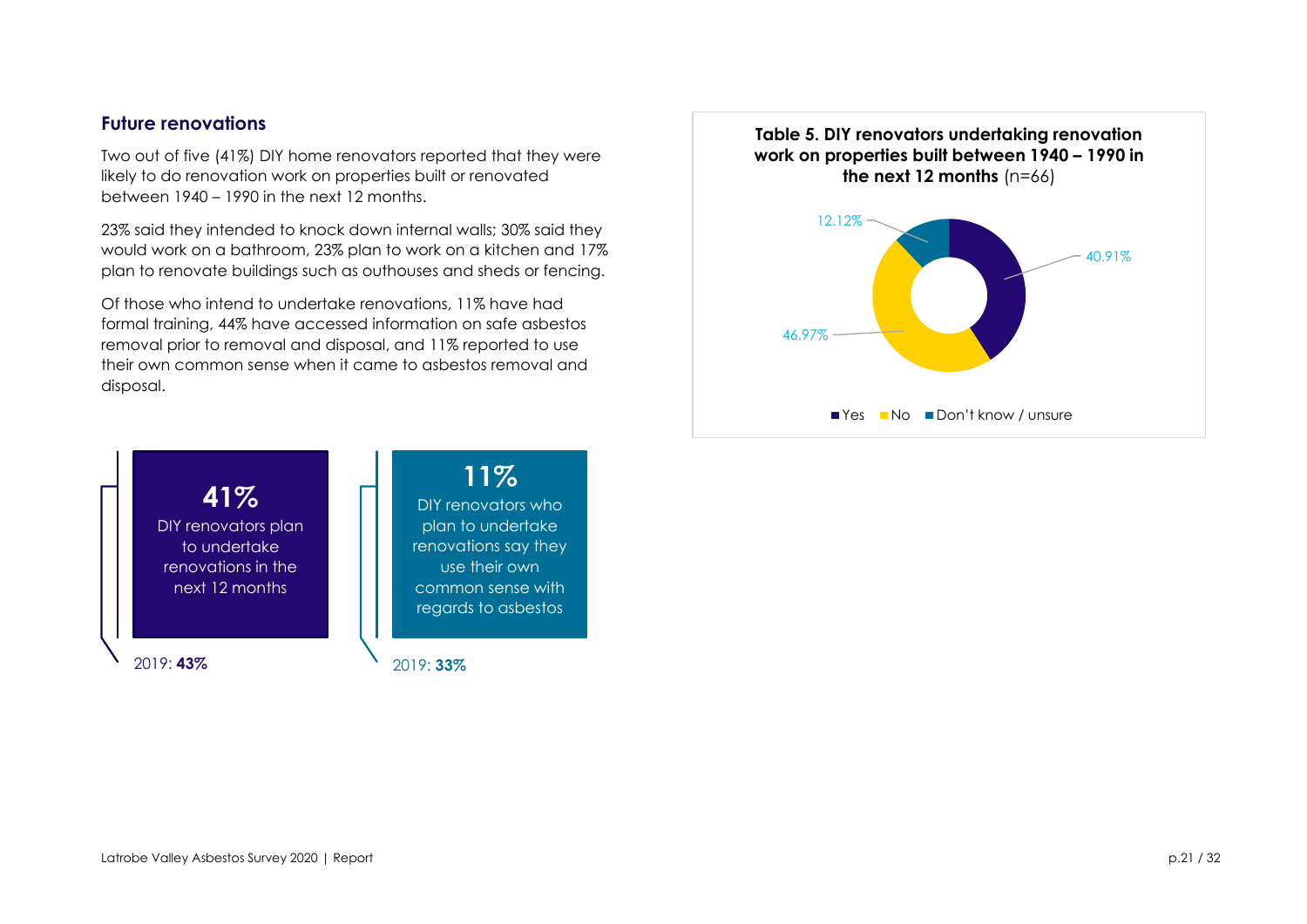## Future renovations

Two out of five (41%) DIY home renovators reported that they were likely to do renovation work on properties built or renovated between 1940 – 1990 in the next 12 months.

23% said they intended to knock down internal walls; 30% said they would work on a bathroom, 23% plan to work on a kitchen and 17% plan to renovate buildings such as outhouses and sheds or fencing.

Of those who intend to undertake renovations, 11% have had formal training, 44% have accessed information on safe asbestos removal prior to removal and disposal, and 11% reported to use their own common sense when it came to asbestos removal and disposal.

**Table 5. DIY renovators undertaking renovation work on properties built between 1940 – 1990 in the next 12 months** (n=66)

| Response | % |
| --- | --- |
| Yes | 40.91% |
| No | 46.97% |
| Don't know / unsure | 12.12% |

**41%**
DIY renovators plan to undertake renovations in the next 12 months

2019: **43%**

**11%**
DIY renovators who plan to undertake renovations say they use their own common sense with regards to asbestos

2019: **33%**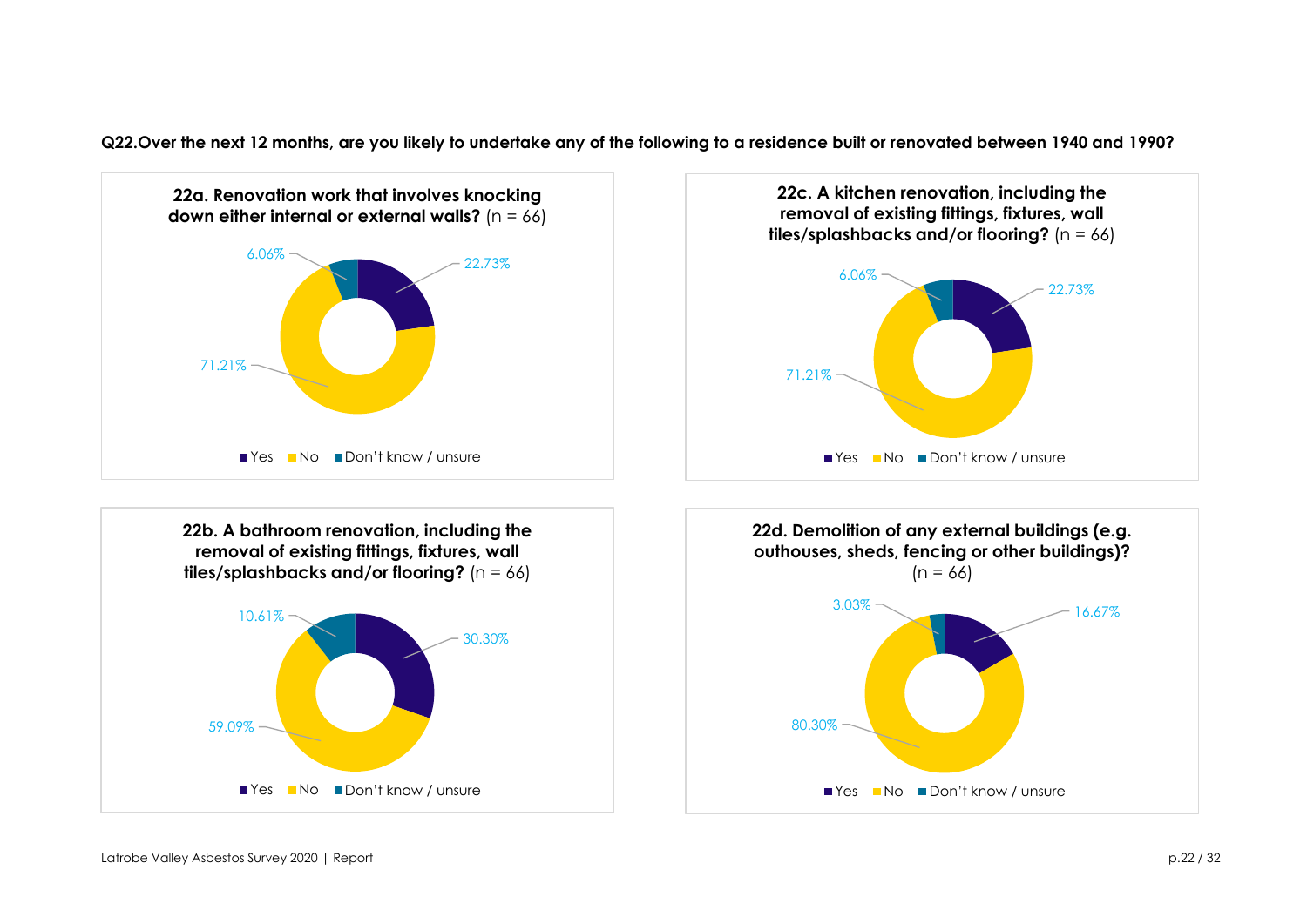**Q22.Over the next 12 months, are you likely to undertake any of the following to a residence built or renovated between 1940 and 1990?**

**22a. Renovation work that involves knocking down either internal or external walls?** (n = 66)

| Response | % |
|---|---|
| Yes | 22.73% |
| No | 71.21% |
| Don't know / unsure | 6.06% |

**22b. A bathroom renovation, including the removal of existing fittings, fixtures, wall tiles/splashbacks and/or flooring?** (n = 66)

| Response | % |
|---|---|
| Yes | 30.30% |
| No | 59.09% |
| Don't know / unsure | 10.61% |

**22c. A kitchen renovation, including the removal of existing fittings, fixtures, wall tiles/splashbacks and/or flooring?** (n = 66)

| Response | % |
|---|---|
| Yes | 22.73% |
| No | 71.21% |
| Don't know / unsure | 6.06% |

**22d. Demolition of any external buildings (e.g. outhouses, sheds, fencing or other buildings)?** (n = 66)

| Response | % |
|---|---|
| Yes | 16.67% |
| No | 80.30% |
| Don't know / unsure | 3.03% |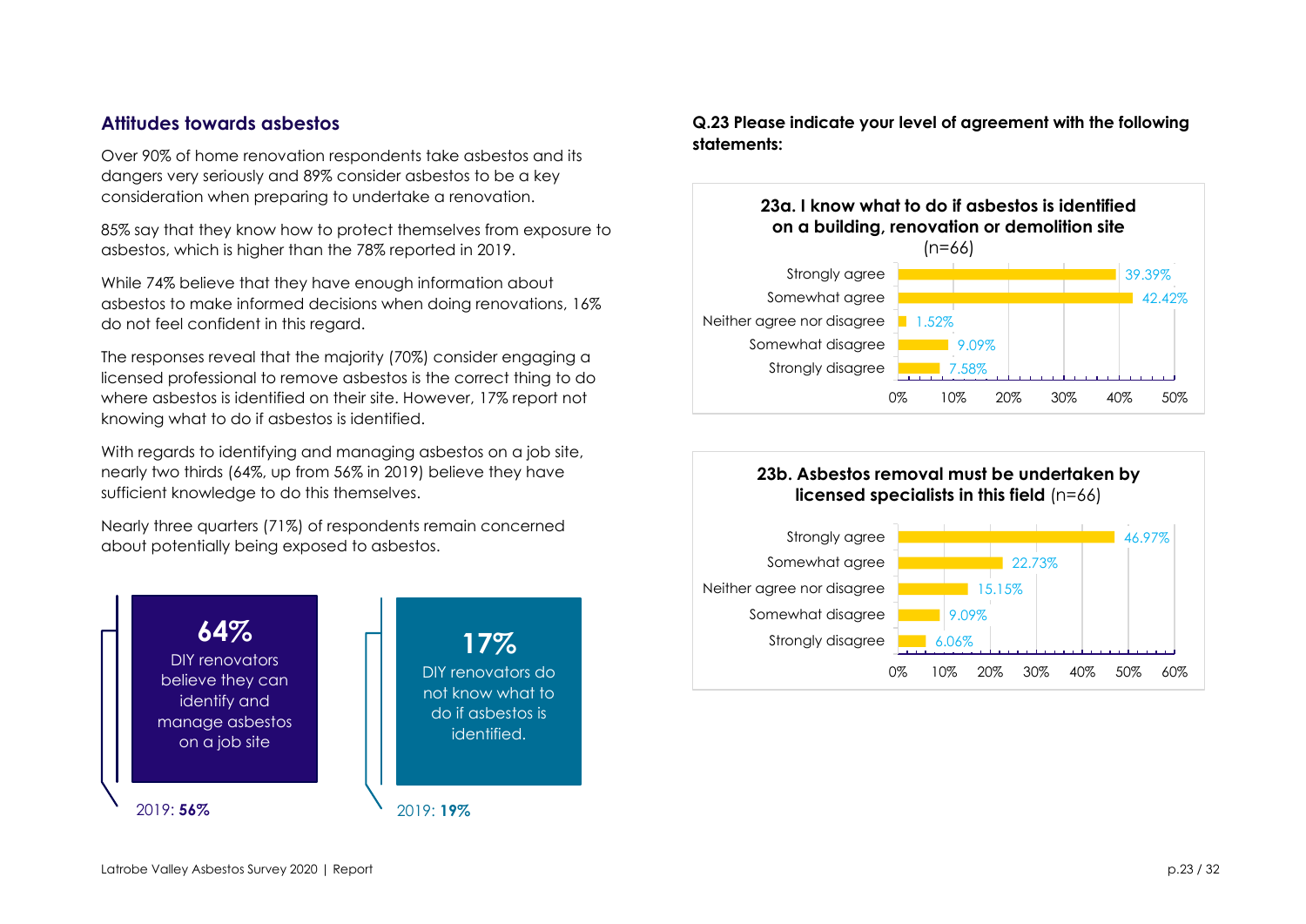## Attitudes towards asbestos

Over 90% of home renovation respondents take asbestos and its dangers very seriously and 89% consider asbestos to be a key consideration when preparing to undertake a renovation.

85% say that they know how to protect themselves from exposure to asbestos, which is higher than the 78% reported in 2019.

While 74% believe that they have enough information about asbestos to make informed decisions when doing renovations, 16% do not feel confident in this regard.

The responses reveal that the majority (70%) consider engaging a licensed professional to remove asbestos is the correct thing to do where asbestos is identified on their site. However, 17% report not knowing what to do if asbestos is identified.

With regards to identifying and managing asbestos on a job site, nearly two thirds (64%, up from 56% in 2019) believe they have sufficient knowledge to do this themselves.

Nearly three quarters (71%) of respondents remain concerned about potentially being exposed to asbestos.

**64%**
DIY renovators believe they can identify and manage asbestos on a job site

2019: **56%**

**17%**
DIY renovators do not know what to do if asbestos is identified.

2019: **19%**

**Q.23 Please indicate your level of agreement with the following statements:**

**23a. I know what to do if asbestos is identified on a building, renovation or demolition site** (n=66)

| Response | % |
|---|---|
| Strongly agree | 39.39% |
| Somewhat agree | 42.42% |
| Neither agree nor disagree | 1.52% |
| Somewhat disagree | 9.09% |
| Strongly disagree | 7.58% |

**23b. Asbestos removal must be undertaken by licensed specialists in this field** (n=66)

| Response | % |
|---|---|
| Strongly agree | 46.97% |
| Somewhat agree | 22.73% |
| Neither agree nor disagree | 15.15% |
| Somewhat disagree | 9.09% |
| Strongly disagree | 6.06% |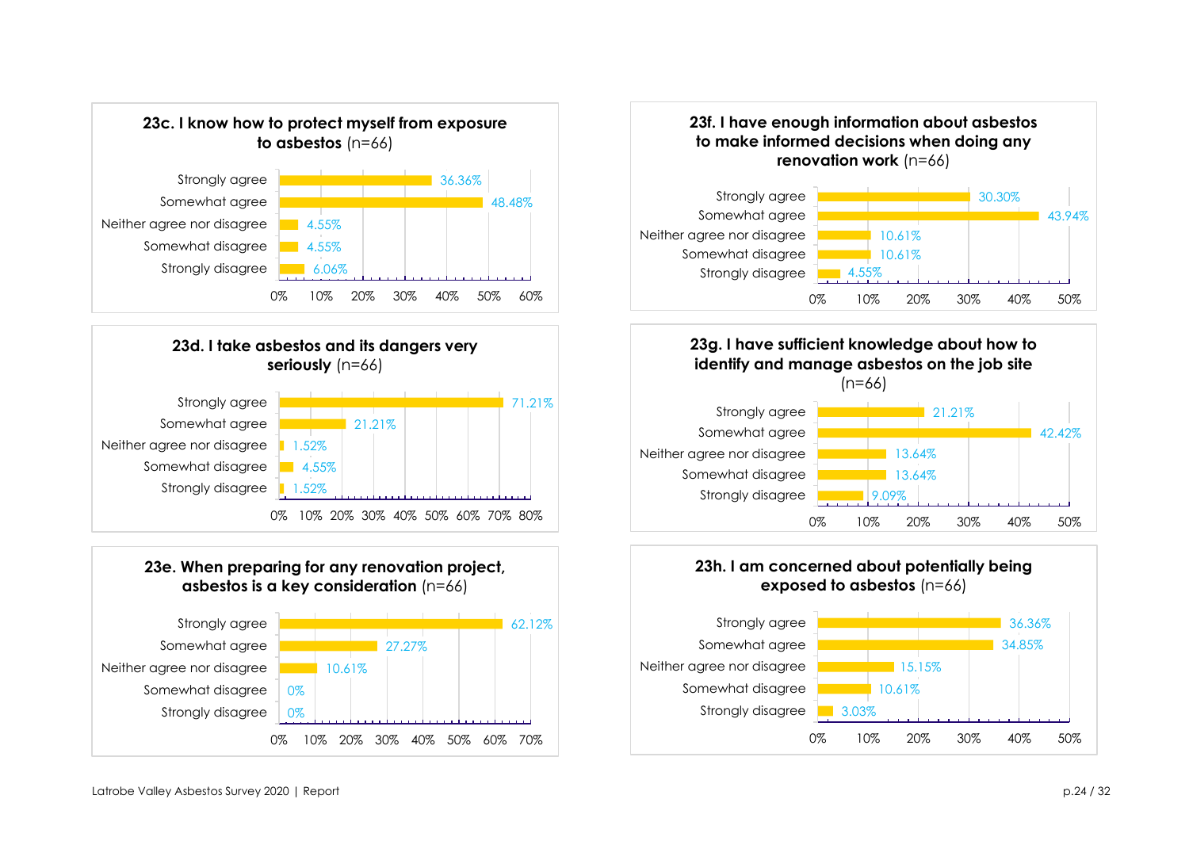### 23c. I know how to protect myself from exposure to asbestos (n=66)

| Response | Percentage |
| --- | --- |
| Strongly agree | 36.36% |
| Somewhat agree | 48.48% |
| Neither agree nor disagree | 4.55% |
| Somewhat disagree | 4.55% |
| Strongly disagree | 6.06% |

### 23d. I take asbestos and its dangers very seriously (n=66)

| Response | Percentage |
| --- | --- |
| Strongly agree | 71.21% |
| Somewhat agree | 21.21% |
| Neither agree nor disagree | 1.52% |
| Somewhat disagree | 4.55% |
| Strongly disagree | 1.52% |

### 23e. When preparing for any renovation project, asbestos is a key consideration (n=66)

| Response | Percentage |
| --- | --- |
| Strongly agree | 62.12% |
| Somewhat agree | 27.27% |
| Neither agree nor disagree | 10.61% |
| Somewhat disagree | 0% |
| Strongly disagree | 0% |

### 23f. I have enough information about asbestos to make informed decisions when doing any renovation work (n=66)

| Response | Percentage |
| --- | --- |
| Strongly agree | 30.30% |
| Somewhat agree | 43.94% |
| Neither agree nor disagree | 10.61% |
| Somewhat disagree | 10.61% |
| Strongly disagree | 4.55% |

### 23g. I have sufficient knowledge about how to identify and manage asbestos on the job site (n=66)

| Response | Percentage |
| --- | --- |
| Strongly agree | 21.21% |
| Somewhat agree | 42.42% |
| Neither agree nor disagree | 13.64% |
| Somewhat disagree | 13.64% |
| Strongly disagree | 9.09% |

### 23h. I am concerned about potentially being exposed to asbestos (n=66)

| Response | Percentage |
| --- | --- |
| Strongly agree | 36.36% |
| Somewhat agree | 34.85% |
| Neither agree nor disagree | 15.15% |
| Somewhat disagree | 10.61% |
| Strongly disagree | 3.03% |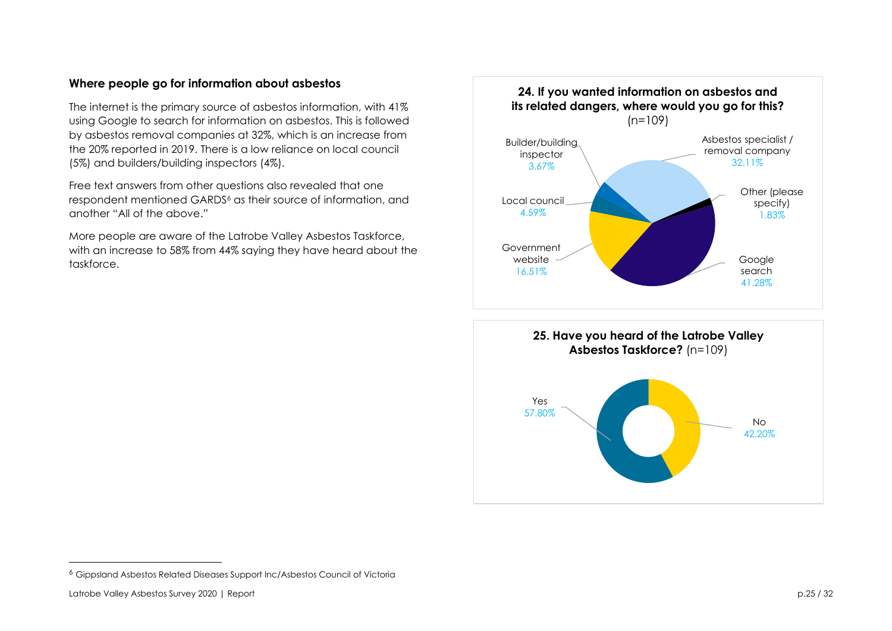### Where people go for information about asbestos

The internet is the primary source of asbestos information, with 41% using Google to search for information on asbestos. This is followed by asbestos removal companies at 32%, which is an increase from the 20% reported in 2019. There is a low reliance on local council (5%) and builders/building inspectors (4%).

Free text answers from other questions also revealed that one respondent mentioned GARDS[6] as their source of information, and another "All of the above."

More people are aware of the Latrobe Valley Asbestos Taskforce, with an increase to 58% from 44% saying they have heard about the taskforce.

**24. If you wanted information on asbestos and its related dangers, where would you go for this?** (n=109)

| Source | Percentage |
| --- | --- |
| Google search | 41.28% |
| Asbestos specialist / removal company | 32.11% |
| Government website | 16.51% |
| Local council | 4.59% |
| Builder/building inspector | 3.67% |
| Other (please specify) | 1.83% |

**25. Have you heard of the Latrobe Valley Asbestos Taskforce?** (n=109)

| Response | Percentage |
| --- | --- |
| Yes | 57.80% |
| No | 42.20% |

[6] Gippsland Asbestos Related Diseases Support Inc/Asbestos Council of Victoria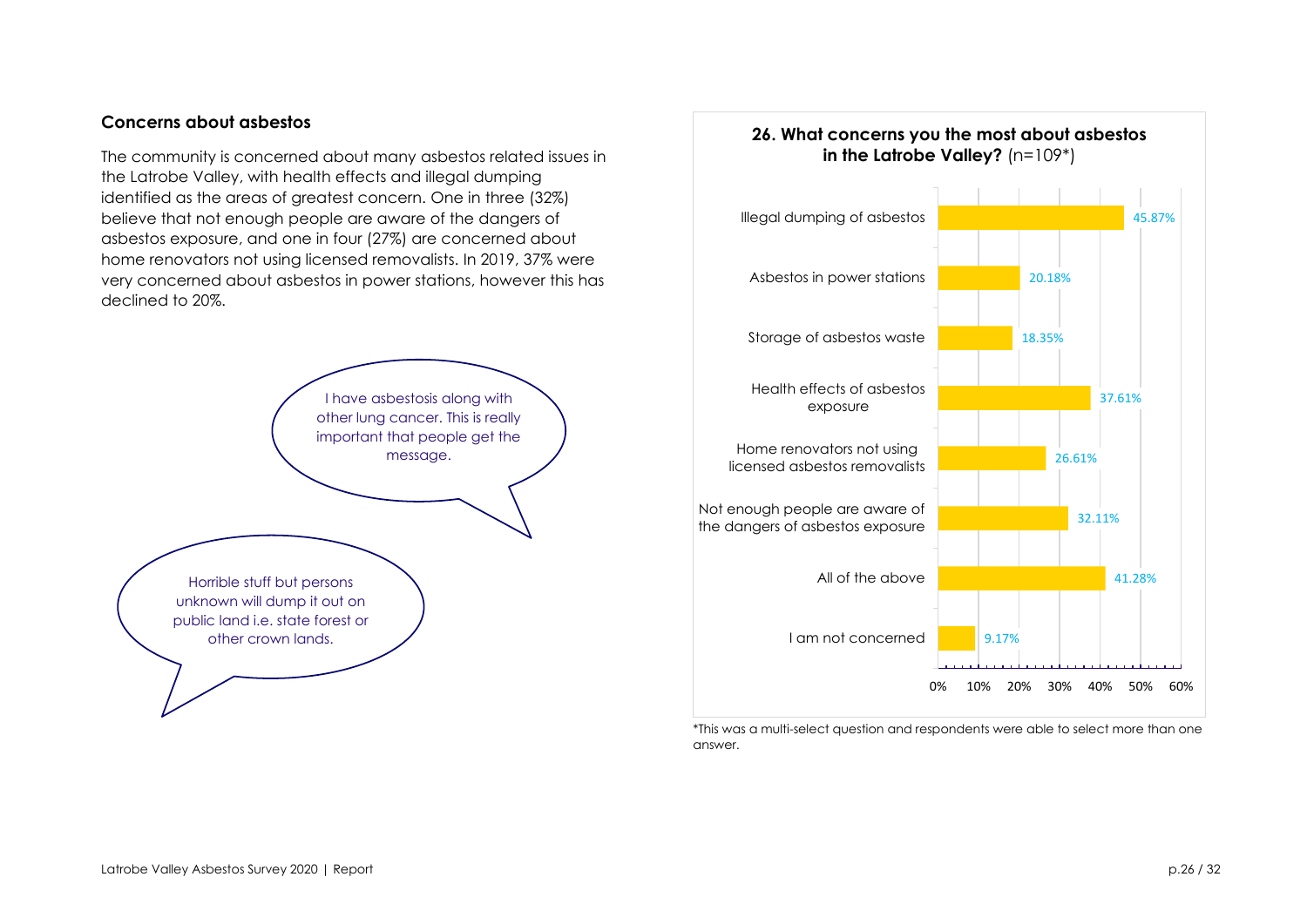## Concerns about asbestos

The community is concerned about many asbestos related issues in the Latrobe Valley, with health effects and illegal dumping identified as the areas of greatest concern. One in three (32%) believe that not enough people are aware of the dangers of asbestos exposure, and one in four (27%) are concerned about home renovators not using licensed removalists. In 2019, 37% were very concerned about asbestos in power stations, however this has declined to 20%.

> I have asbestosis along with other lung cancer. This is really important that people get the message.

> Horrible stuff but persons unknown will dump it out on public land i.e. state forest or other crown lands.

**26. What concerns you the most about asbestos in the Latrobe Valley?** (n=109*)

| Response | % |
| --- | --- |
| Illegal dumping of asbestos | 45.87% |
| Asbestos in power stations | 20.18% |
| Storage of asbestos waste | 18.35% |
| Health effects of asbestos exposure | 37.61% |
| Home renovators not using licensed asbestos removalists | 26.61% |
| Not enough people are aware of the dangers of asbestos exposure | 32.11% |
| All of the above | 41.28% |
| I am not concerned | 9.17% |

*This was a multi-select question and respondents were able to select more than one answer.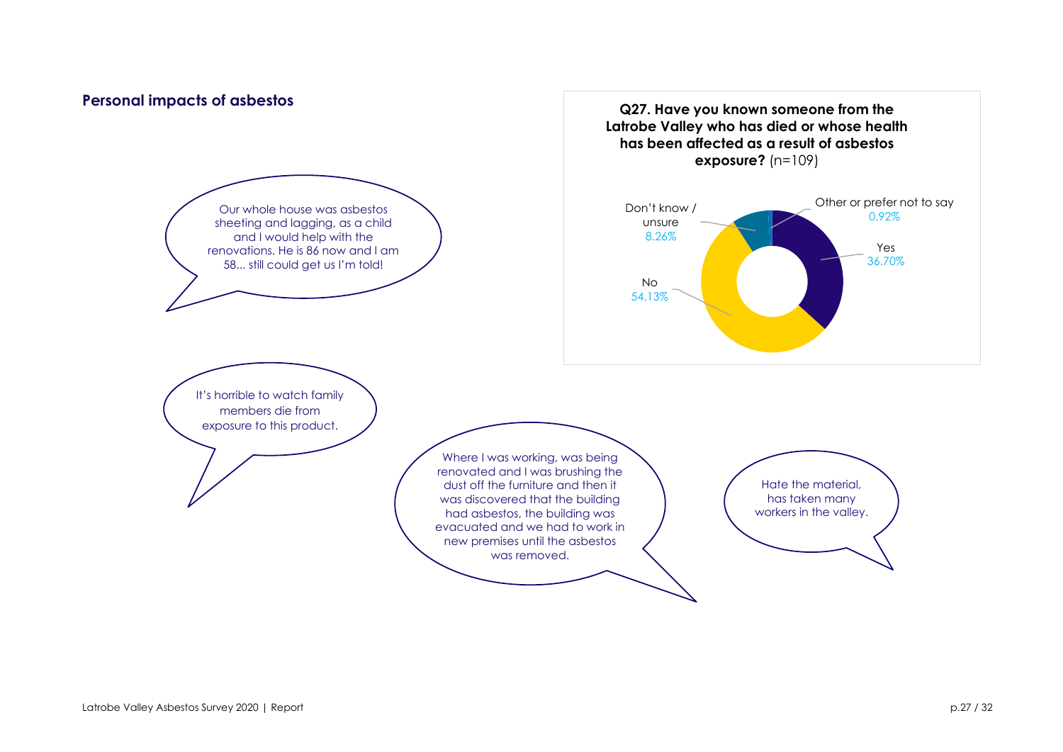## Personal impacts of asbestos

**Q27. Have you known someone from the Latrobe Valley who has died or whose health has been affected as a result of asbestos exposure?** (n=109)

| Response | Percentage |
| --- | --- |
| Yes | 36.70% |
| No | 54.13% |
| Don't know / unsure | 8.26% |
| Other or prefer not to say | 0.92% |

> Our whole house was asbestos sheeting and lagging, as a child and I would help with the renovations. He is 86 now and I am 58... still could get us I'm told!

> It's horrible to watch family members die from exposure to this product.

> Where I was working, was being renovated and I was brushing the dust off the furniture and then it was discovered that the building had asbestos, the building was evacuated and we had to work in new premises until the asbestos was removed.

> Hate the material, has taken many workers in the valley.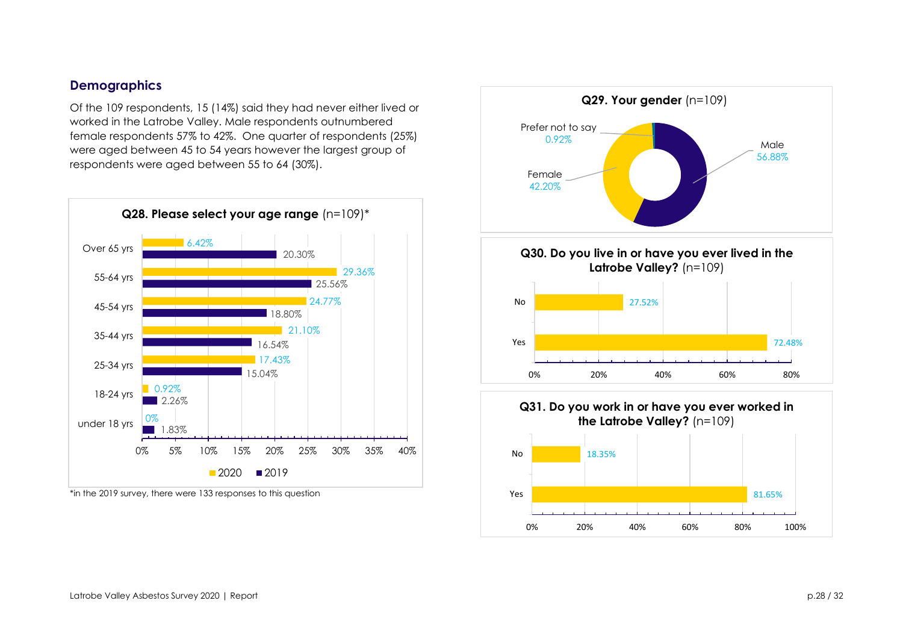## Demographics

Of the 109 respondents, 15 (14%) said they had never either lived or worked in the Latrobe Valley. Male respondents outnumbered female respondents 57% to 42%. One quarter of respondents (25%) were aged between 45 to 54 years however the largest group of respondents were aged between 55 to 64 (30%).

**Q28. Please select your age range** (n=109)*

| Age range | 2020 | 2019 |
|---|---|---|
| Over 65 yrs | 6.42% | 20.30% |
| 55-64 yrs | 29.36% | 25.56% |
| 45-54 yrs | 24.77% | 18.80% |
| 35-44 yrs | 21.10% | 16.54% |
| 25-34 yrs | 17.43% | 15.04% |
| 18-24 yrs | 0.92% | 2.26% |
| under 18 yrs | 0% | 1.83% |

*in the 2019 survey, there were 133 responses to this question

**Q29. Your gender** (n=109)

| Gender | % |
|---|---|
| Male | 56.88% |
| Female | 42.20% |
| Prefer not to say | 0.92% |

**Q30. Do you live in or have you ever lived in the Latrobe Valley?** (n=109)

| Response | % |
|---|---|
| No | 27.52% |
| Yes | 72.48% |

**Q31. Do you work in or have you ever worked in the Latrobe Valley?** (n=109)

| Response | % |
|---|---|
| No | 18.35% |
| Yes | 81.65% |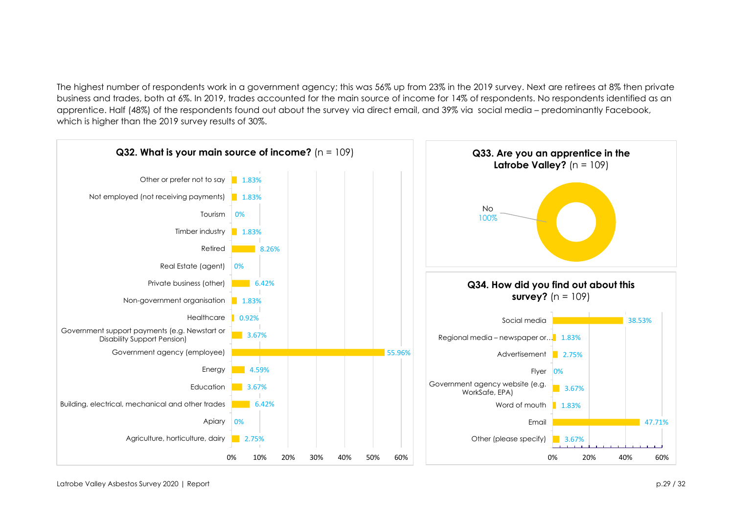The highest number of respondents work in a government agency; this was 56% up from 23% in the 2019 survey. Next are retirees at 8% then private business and trades, both at 6%. In 2019, trades accounted for the main source of income for 14% of respondents. No respondents identified as an apprentice. Half (48%) of the respondents found out about the survey via direct email, and 39% via social media – predominantly Facebook, which is higher than the 2019 survey results of 30%.

**Q32. What is your main source of income?** (n = 109)

| Source of income | % |
|---|---|
| Other or prefer not to say | 1.83% |
| Not employed (not receiving payments) | 1.83% |
| Tourism | 0% |
| Timber industry | 1.83% |
| Retired | 8.26% |
| Real Estate (agent) | 0% |
| Private business (other) | 6.42% |
| Non-government organisation | 1.83% |
| Healthcare | 0.92% |
| Government support payments (e.g. Newstart or Disability Support Pension) | 3.67% |
| Government agency (employee) | 55.96% |
| Energy | 4.59% |
| Education | 3.67% |
| Building, electrical, mechanical and other trades | 6.42% |
| Apiary | 0% |
| Agriculture, horticulture, dairy | 2.75% |

**Q33. Are you an apprentice in the Latrobe Valley?** (n = 109)

| Response | % |
|---|---|
| No | 100% |

**Q34. How did you find out about this survey?** (n = 109)

| Response | % |
|---|---|
| Social media | 38.53% |
| Regional media – newspaper or… | 1.83% |
| Advertisement | 2.75% |
| Flyer | 0% |
| Government agency website (e.g. WorkSafe, EPA) | 3.67% |
| Word of mouth | 1.83% |
| Email | 47.71% |
| Other (please specify) | 3.67% |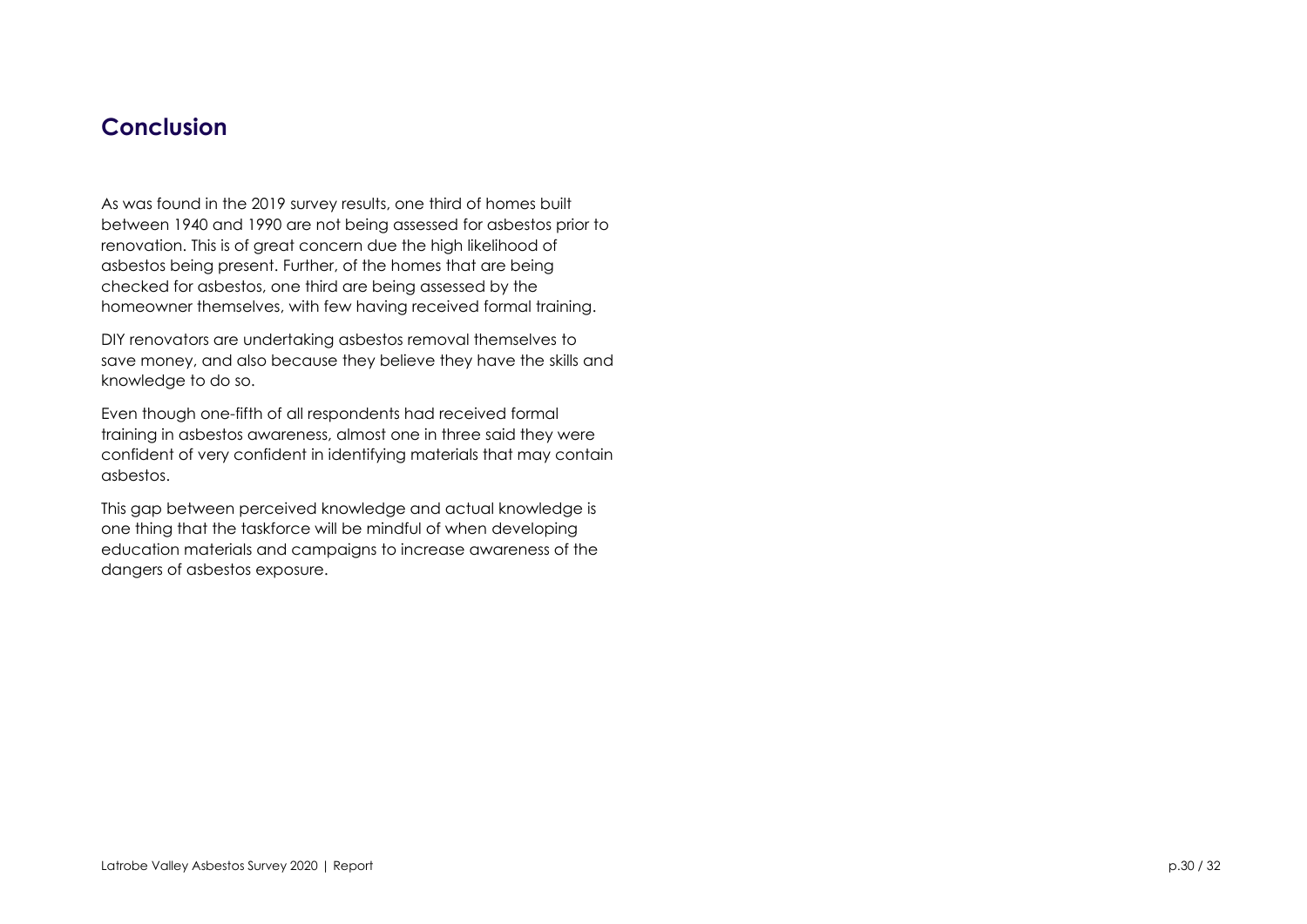## Conclusion

As was found in the 2019 survey results, one third of homes built between 1940 and 1990 are not being assessed for asbestos prior to renovation. This is of great concern due the high likelihood of asbestos being present. Further, of the homes that are being checked for asbestos, one third are being assessed by the homeowner themselves, with few having received formal training.

DIY renovators are undertaking asbestos removal themselves to save money, and also because they believe they have the skills and knowledge to do so.

Even though one-fifth of all respondents had received formal training in asbestos awareness, almost one in three said they were confident of very confident in identifying materials that may contain asbestos.

This gap between perceived knowledge and actual knowledge is one thing that the taskforce will be mindful of when developing education materials and campaigns to increase awareness of the dangers of asbestos exposure.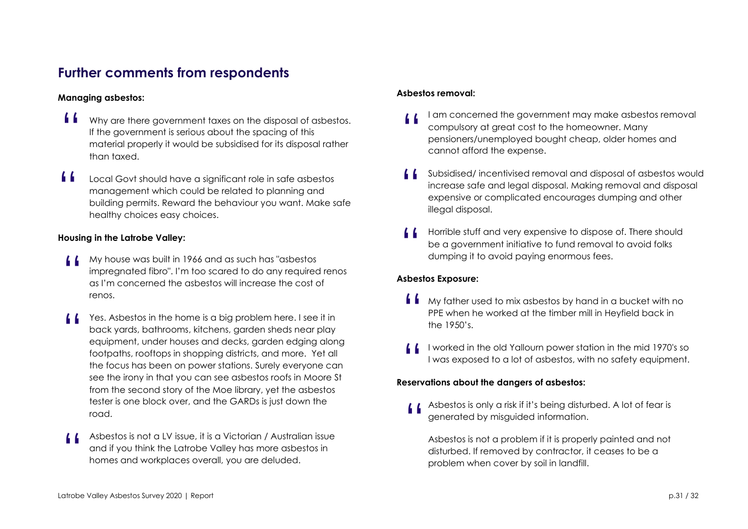## Further comments from respondents

**Managing asbestos:**

> Why are there government taxes on the disposal of asbestos. If the government is serious about the spacing of this material properly it would be subsidised for its disposal rather than taxed.

> Local Govt should have a significant role in safe asbestos management which could be related to planning and building permits. Reward the behaviour you want. Make safe healthy choices easy choices.

**Housing in the Latrobe Valley:**

> My house was built in 1966 and as such has "asbestos impregnated fibro". I'm too scared to do any required renos as I'm concerned the asbestos will increase the cost of renos.

> Yes. Asbestos in the home is a big problem here. I see it in back yards, bathrooms, kitchens, garden sheds near play equipment, under houses and decks, garden edging along footpaths, rooftops in shopping districts, and more. Yet all the focus has been on power stations. Surely everyone can see the irony in that you can see asbestos roofs in Moore St from the second story of the Moe library, yet the asbestos tester is one block over, and the GARDs is just down the road.

> Asbestos is not a LV issue, it is a Victorian / Australian issue and if you think the Latrobe Valley has more asbestos in homes and workplaces overall, you are deluded.

**Asbestos removal:**

> I am concerned the government may make asbestos removal compulsory at great cost to the homeowner. Many pensioners/unemployed bought cheap, older homes and cannot afford the expense.

> Subsidised/ incentivised removal and disposal of asbestos would increase safe and legal disposal. Making removal and disposal expensive or complicated encourages dumping and other illegal disposal.

> Horrible stuff and very expensive to dispose of. There should be a government initiative to fund removal to avoid folks dumping it to avoid paying enormous fees.

**Asbestos Exposure:**

> My father used to mix asbestos by hand in a bucket with no PPE when he worked at the timber mill in Heyfield back in the 1950's.

> I worked in the old Yallourn power station in the mid 1970's so I was exposed to a lot of asbestos, with no safety equipment.

**Reservations about the dangers of asbestos:**

> Asbestos is only a risk if it's being disturbed. A lot of fear is generated by misguided information.
>
> Asbestos is not a problem if it is properly painted and not disturbed. If removed by contractor, it ceases to be a problem when cover by soil in landfill.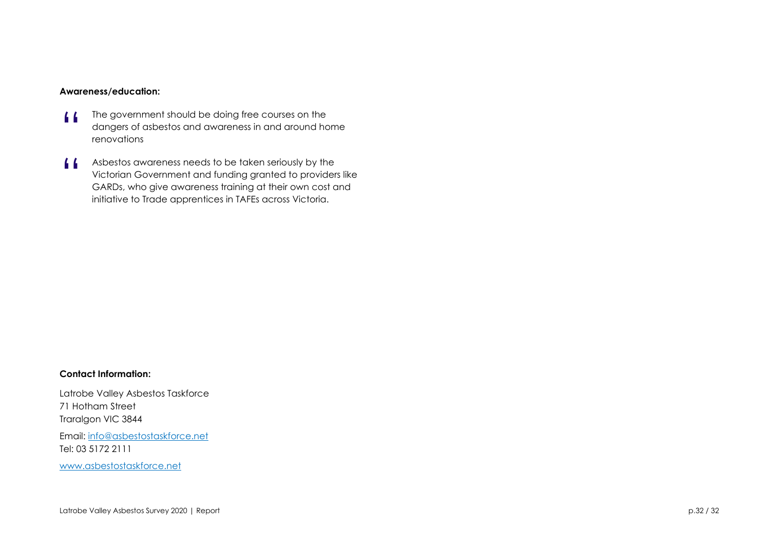**Awareness/education:**

> The government should be doing free courses on the dangers of asbestos and awareness in and around home renovations

> Asbestos awareness needs to be taken seriously by the Victorian Government and funding granted to providers like GARDs, who give awareness training at their own cost and initiative to Trade apprentices in TAFEs across Victoria.

**Contact Information:**

Latrobe Valley Asbestos Taskforce
71 Hotham Street
Traralgon VIC 3844

Email: info@asbestostaskforce.net
Tel: 03 5172 2111

www.asbestostaskforce.net